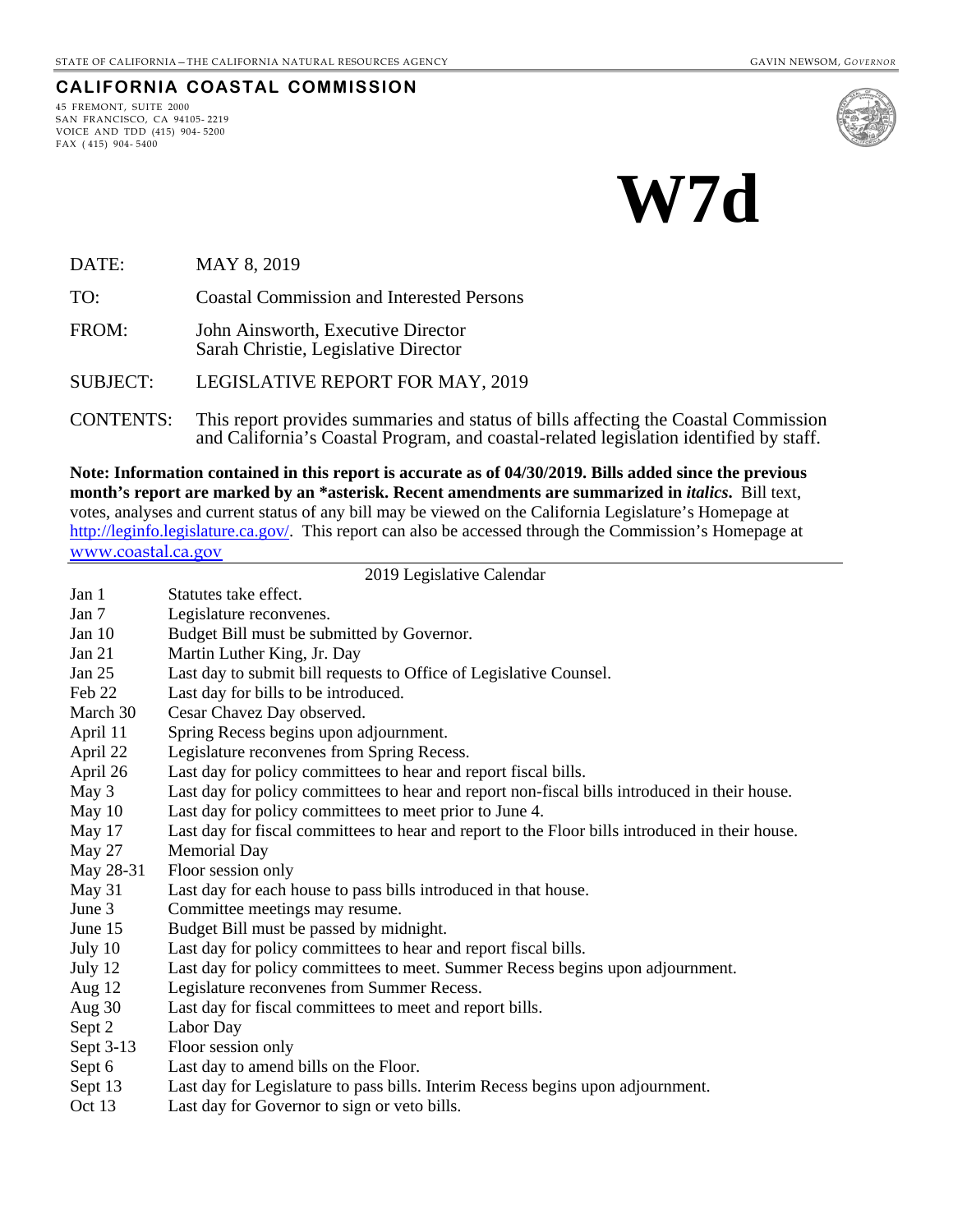STATE OF CALIFORNIA – THE CALIFORNIA NATURAL RESOURCES AGENCY | GAVIN NEWSOM, *GOVERNOR*

**CALIFORNIA COASTAL COMMISSION**

45 FREMONT, SUITE 2000
SAN FRANCISCO, CA 94105-2219
VOICE AND TDD (415) 904-5200
FAX (415) 904-5400

# W7d

| | |
|---|---|
| DATE: | MAY 8, 2019 |
| TO: | Coastal Commission and Interested Persons |
| FROM: | John Ainsworth, Executive Director<br>Sarah Christie, Legislative Director |
| SUBJECT: | LEGISLATIVE REPORT FOR MAY, 2019 |
| CONTENTS: | This report provides summaries and status of bills affecting the Coastal Commission and California's Coastal Program, and coastal-related legislation identified by staff. |

**Note: Information contained in this report is accurate as of 04/30/2019. Bills added since the previous month's report are marked by an *asterisk. Recent amendments are summarized in *italics*.** Bill text, votes, analyses and current status of any bill may be viewed on the California Legislature's Homepage at http://leginfo.legislature.ca.gov/. This report can also be accessed through the Commission's Homepage at www.coastal.ca.gov

## 2019 Legislative Calendar

| | |
|---|---|
| Jan 1 | Statutes take effect. |
| Jan 7 | Legislature reconvenes. |
| Jan 10 | Budget Bill must be submitted by Governor. |
| Jan 21 | Martin Luther King, Jr. Day |
| Jan 25 | Last day to submit bill requests to Office of Legislative Counsel. |
| Feb 22 | Last day for bills to be introduced. |
| March 30 | Cesar Chavez Day observed. |
| April 11 | Spring Recess begins upon adjournment. |
| April 22 | Legislature reconvenes from Spring Recess. |
| April 26 | Last day for policy committees to hear and report fiscal bills. |
| May 3 | Last day for policy committees to hear and report non-fiscal bills introduced in their house. |
| May 10 | Last day for policy committees to meet prior to June 4. |
| May 17 | Last day for fiscal committees to hear and report to the Floor bills introduced in their house. |
| May 27 | Memorial Day |
| May 28-31 | Floor session only |
| May 31 | Last day for each house to pass bills introduced in that house. |
| June 3 | Committee meetings may resume. |
| June 15 | Budget Bill must be passed by midnight. |
| July 10 | Last day for policy committees to hear and report fiscal bills. |
| July 12 | Last day for policy committees to meet. Summer Recess begins upon adjournment. |
| Aug 12 | Legislature reconvenes from Summer Recess. |
| Aug 30 | Last day for fiscal committees to meet and report bills. |
| Sept 2 | Labor Day |
| Sept 3-13 | Floor session only |
| Sept 6 | Last day to amend bills on the Floor. |
| Sept 13 | Last day for Legislature to pass bills. Interim Recess begins upon adjournment. |
| Oct 13 | Last day for Governor to sign or veto bills. |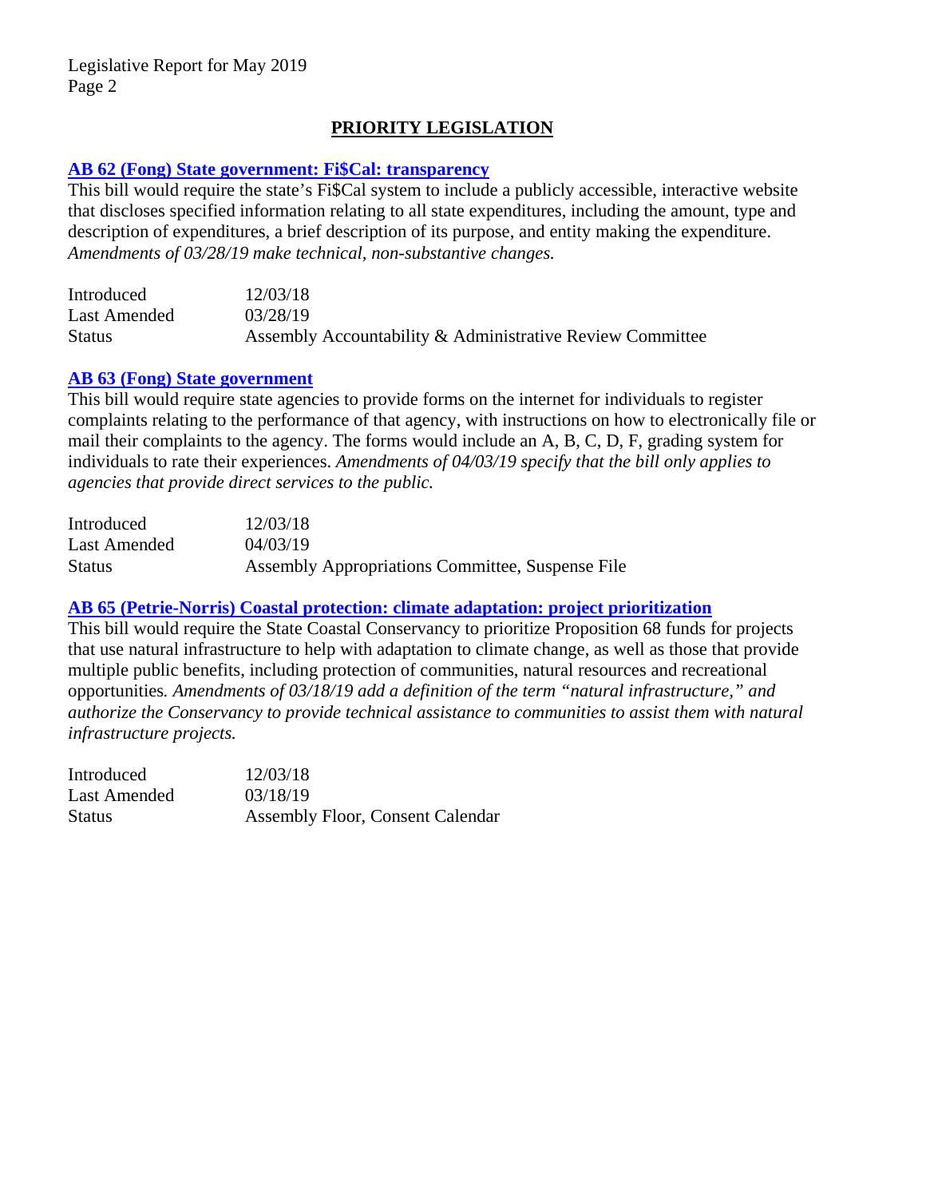## PRIORITY LEGISLATION

### AB 62 (Fong) State government: Fi$Cal: transparency

This bill would require the state's Fi$Cal system to include a publicly accessible, interactive website that discloses specified information relating to all state expenditures, including the amount, type and description of expenditures, a brief description of its purpose, and entity making the expenditure. *Amendments of 03/28/19 make technical, non-substantive changes.*

| | |
|---|---|
| Introduced | 12/03/18 |
| Last Amended | 03/28/19 |
| Status | Assembly Accountability & Administrative Review Committee |

### AB 63 (Fong) State government

This bill would require state agencies to provide forms on the internet for individuals to register complaints relating to the performance of that agency, with instructions on how to electronically file or mail their complaints to the agency. The forms would include an A, B, C, D, F, grading system for individuals to rate their experiences. *Amendments of 04/03/19 specify that the bill only applies to agencies that provide direct services to the public.*

| | |
|---|---|
| Introduced | 12/03/18 |
| Last Amended | 04/03/19 |
| Status | Assembly Appropriations Committee, Suspense File |

### AB 65 (Petrie-Norris) Coastal protection: climate adaptation: project prioritization

This bill would require the State Coastal Conservancy to prioritize Proposition 68 funds for projects that use natural infrastructure to help with adaptation to climate change, as well as those that provide multiple public benefits, including protection of communities, natural resources and recreational opportunities. *Amendments of 03/18/19 add a definition of the term "natural infrastructure," and authorize the Conservancy to provide technical assistance to communities to assist them with natural infrastructure projects.*

| | |
|---|---|
| Introduced | 12/03/18 |
| Last Amended | 03/18/19 |
| Status | Assembly Floor, Consent Calendar |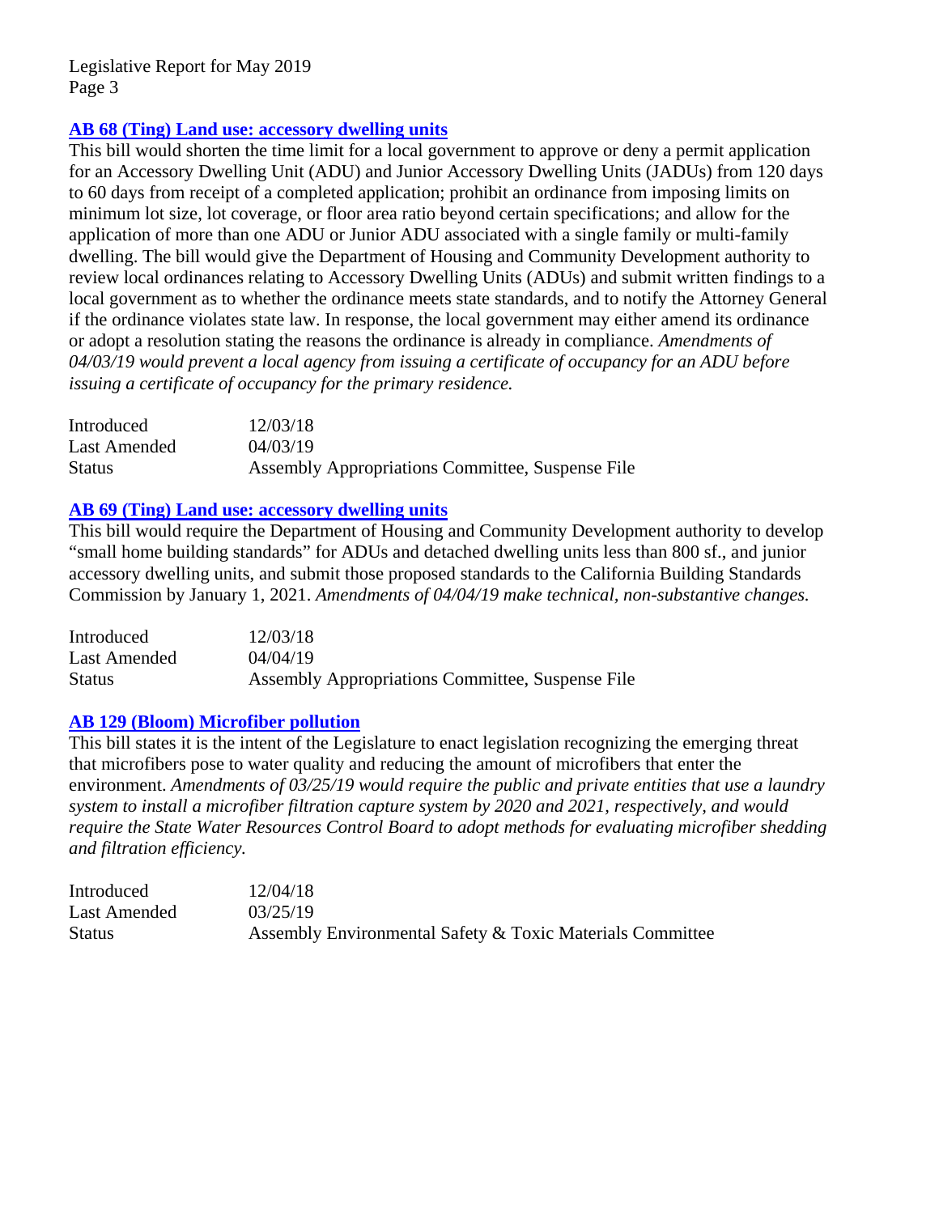### AB 68 (Ting) Land use: accessory dwelling units

This bill would shorten the time limit for a local government to approve or deny a permit application for an Accessory Dwelling Unit (ADU) and Junior Accessory Dwelling Units (JADUs) from 120 days to 60 days from receipt of a completed application; prohibit an ordinance from imposing limits on minimum lot size, lot coverage, or floor area ratio beyond certain specifications; and allow for the application of more than one ADU or Junior ADU associated with a single family or multi-family dwelling. The bill would give the Department of Housing and Community Development authority to review local ordinances relating to Accessory Dwelling Units (ADUs) and submit written findings to a local government as to whether the ordinance meets state standards, and to notify the Attorney General if the ordinance violates state law. In response, the local government may either amend its ordinance or adopt a resolution stating the reasons the ordinance is already in compliance. *Amendments of 04/03/19 would prevent a local agency from issuing a certificate of occupancy for an ADU before issuing a certificate of occupancy for the primary residence.*

| | |
|---|---|
| Introduced | 12/03/18 |
| Last Amended | 04/03/19 |
| Status | Assembly Appropriations Committee, Suspense File |

### AB 69 (Ting) Land use: accessory dwelling units

This bill would require the Department of Housing and Community Development authority to develop "small home building standards" for ADUs and detached dwelling units less than 800 sf., and junior accessory dwelling units, and submit those proposed standards to the California Building Standards Commission by January 1, 2021. *Amendments of 04/04/19 make technical, non-substantive changes.*

| | |
|---|---|
| Introduced | 12/03/18 |
| Last Amended | 04/04/19 |
| Status | Assembly Appropriations Committee, Suspense File |

### AB 129 (Bloom) Microfiber pollution

This bill states it is the intent of the Legislature to enact legislation recognizing the emerging threat that microfibers pose to water quality and reducing the amount of microfibers that enter the environment. *Amendments of 03/25/19 would require the public and private entities that use a laundry system to install a microfiber filtration capture system by 2020 and 2021, respectively, and would require the State Water Resources Control Board to adopt methods for evaluating microfiber shedding and filtration efficiency.*

| | |
|---|---|
| Introduced | 12/04/18 |
| Last Amended | 03/25/19 |
| Status | Assembly Environmental Safety & Toxic Materials Committee |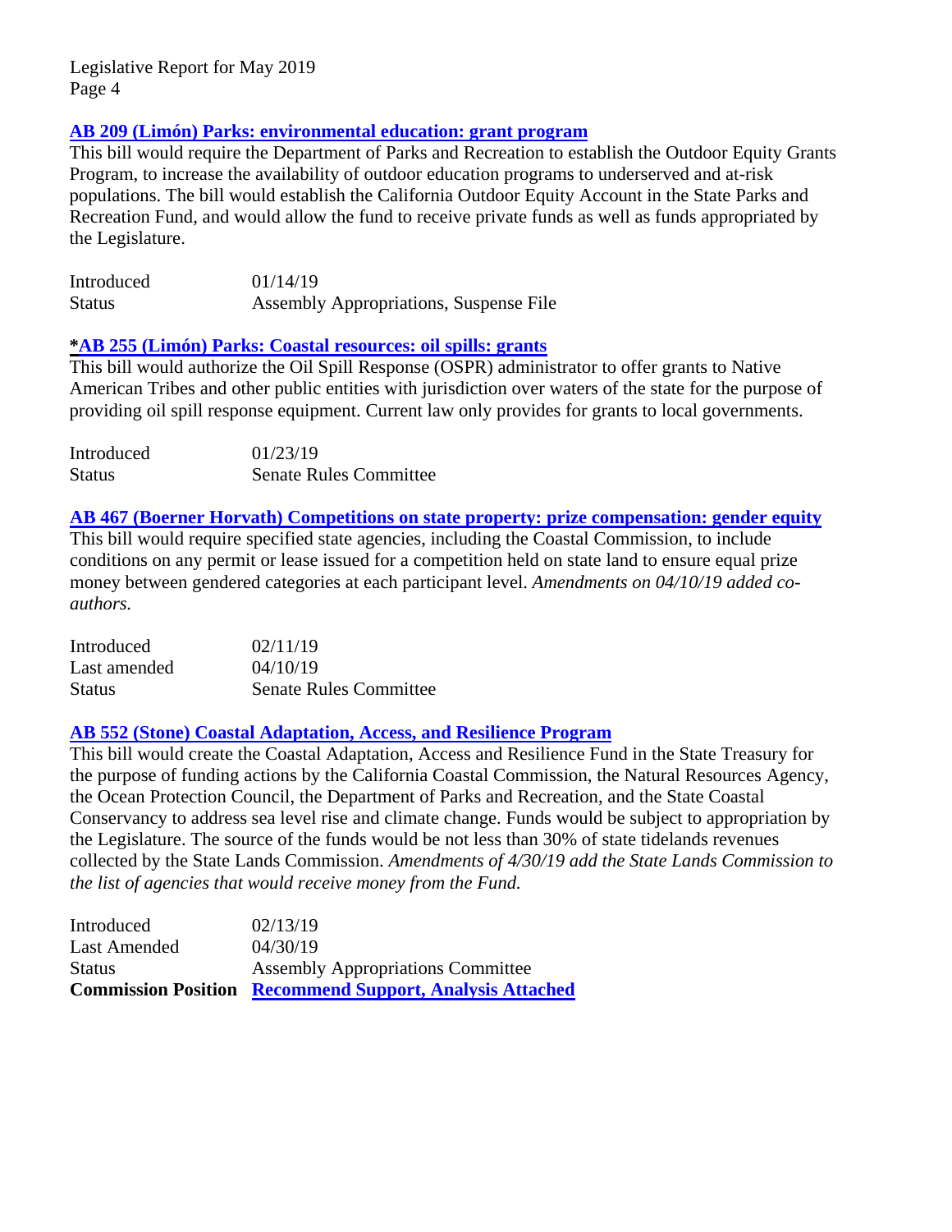### AB 209 (Limón) Parks: environmental education: grant program

This bill would require the Department of Parks and Recreation to establish the Outdoor Equity Grants Program, to increase the availability of outdoor education programs to underserved and at-risk populations. The bill would establish the California Outdoor Equity Account in the State Parks and Recreation Fund, and would allow the fund to receive private funds as well as funds appropriated by the Legislature.

| | |
|---|---|
| Introduced | 01/14/19 |
| Status | Assembly Appropriations, Suspense File |

### *AB 255 (Limón) Parks: Coastal resources: oil spills: grants

This bill would authorize the Oil Spill Response (OSPR) administrator to offer grants to Native American Tribes and other public entities with jurisdiction over waters of the state for the purpose of providing oil spill response equipment. Current law only provides for grants to local governments.

| | |
|---|---|
| Introduced | 01/23/19 |
| Status | Senate Rules Committee |

### AB 467 (Boerner Horvath) Competitions on state property: prize compensation: gender equity

This bill would require specified state agencies, including the Coastal Commission, to include conditions on any permit or lease issued for a competition held on state land to ensure equal prize money between gendered categories at each participant level. *Amendments on 04/10/19 added co-authors.*

| | |
|---|---|
| Introduced | 02/11/19 |
| Last amended | 04/10/19 |
| Status | Senate Rules Committee |

### AB 552 (Stone) Coastal Adaptation, Access, and Resilience Program

This bill would create the Coastal Adaptation, Access and Resilience Fund in the State Treasury for the purpose of funding actions by the California Coastal Commission, the Natural Resources Agency, the Ocean Protection Council, the Department of Parks and Recreation, and the State Coastal Conservancy to address sea level rise and climate change. Funds would be subject to appropriation by the Legislature. The source of the funds would be not less than 30% of state tidelands revenues collected by the State Lands Commission. *Amendments of 4/30/19 add the State Lands Commission to the list of agencies that would receive money from the Fund.*

| | |
|---|---|
| Introduced | 02/13/19 |
| Last Amended | 04/30/19 |
| Status | Assembly Appropriations Committee |
| **Commission Position** | **Recommend Support, Analysis Attached** |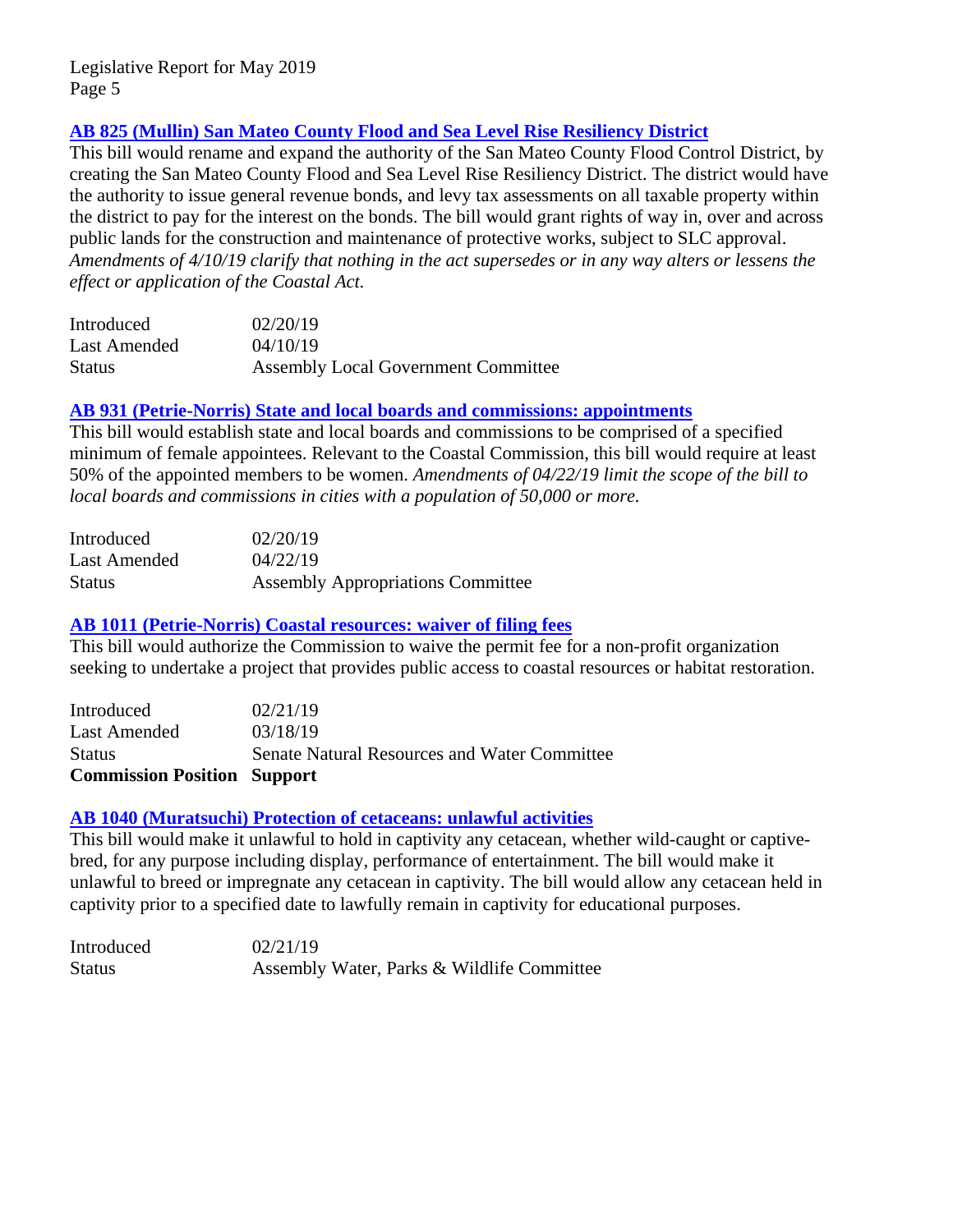### AB 825 (Mullin) San Mateo County Flood and Sea Level Rise Resiliency District

This bill would rename and expand the authority of the San Mateo County Flood Control District, by creating the San Mateo County Flood and Sea Level Rise Resiliency District. The district would have the authority to issue general revenue bonds, and levy tax assessments on all taxable property within the district to pay for the interest on the bonds. The bill would grant rights of way in, over and across public lands for the construction and maintenance of protective works, subject to SLC approval. *Amendments of 4/10/19 clarify that nothing in the act supersedes or in any way alters or lessens the effect or application of the Coastal Act.*

| | |
|---|---|
| Introduced | 02/20/19 |
| Last Amended | 04/10/19 |
| Status | Assembly Local Government Committee |

### AB 931 (Petrie-Norris) State and local boards and commissions: appointments

This bill would establish state and local boards and commissions to be comprised of a specified minimum of female appointees. Relevant to the Coastal Commission, this bill would require at least 50% of the appointed members to be women. *Amendments of 04/22/19 limit the scope of the bill to local boards and commissions in cities with a population of 50,000 or more.*

| | |
|---|---|
| Introduced | 02/20/19 |
| Last Amended | 04/22/19 |
| Status | Assembly Appropriations Committee |

### AB 1011 (Petrie-Norris) Coastal resources: waiver of filing fees

This bill would authorize the Commission to waive the permit fee for a non-profit organization seeking to undertake a project that provides public access to coastal resources or habitat restoration.

| | |
|---|---|
| Introduced | 02/21/19 |
| Last Amended | 03/18/19 |
| Status | Senate Natural Resources and Water Committee |
| **Commission Position** | **Support** |

### AB 1040 (Muratsuchi) Protection of cetaceans: unlawful activities

This bill would make it unlawful to hold in captivity any cetacean, whether wild-caught or captive-bred, for any purpose including display, performance of entertainment. The bill would make it unlawful to breed or impregnate any cetacean in captivity. The bill would allow any cetacean held in captivity prior to a specified date to lawfully remain in captivity for educational purposes.

| | |
|---|---|
| Introduced | 02/21/19 |
| Status | Assembly Water, Parks & Wildlife Committee |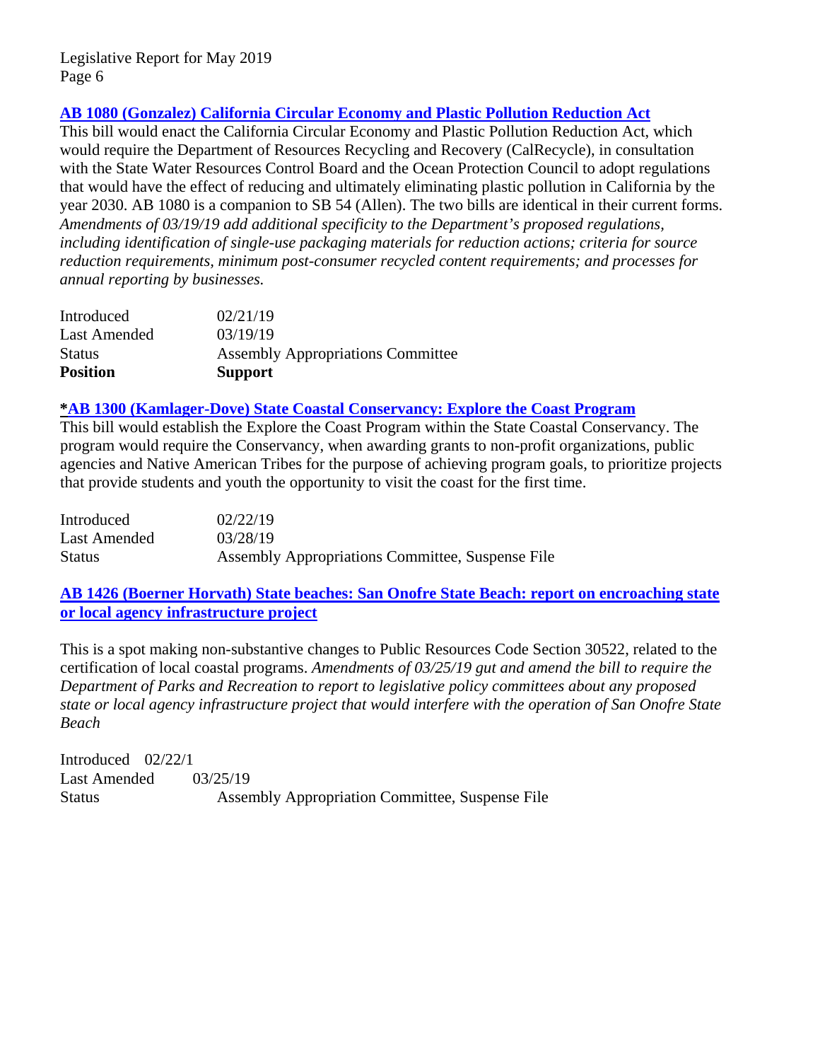**[AB 1080 (Gonzalez) California Circular Economy and Plastic Pollution Reduction Act]**

This bill would enact the California Circular Economy and Plastic Pollution Reduction Act, which would require the Department of Resources Recycling and Recovery (CalRecycle), in consultation with the State Water Resources Control Board and the Ocean Protection Council to adopt regulations that would have the effect of reducing and ultimately eliminating plastic pollution in California by the year 2030. AB 1080 is a companion to SB 54 (Allen). The two bills are identical in their current forms. *Amendments of 03/19/19 add additional specificity to the Department's proposed regulations, including identification of single-use packaging materials for reduction actions; criteria for source reduction requirements, minimum post-consumer recycled content requirements; and processes for annual reporting by businesses.*

| | |
|---|---|
| Introduced | 02/21/19 |
| Last Amended | 03/19/19 |
| Status | Assembly Appropriations Committee |
| **Position** | **Support** |

**\*[AB 1300 (Kamlager-Dove) State Coastal Conservancy: Explore the Coast Program]**

This bill would establish the Explore the Coast Program within the State Coastal Conservancy. The program would require the Conservancy, when awarding grants to non-profit organizations, public agencies and Native American Tribes for the purpose of achieving program goals, to prioritize projects that provide students and youth the opportunity to visit the coast for the first time.

| | |
|---|---|
| Introduced | 02/22/19 |
| Last Amended | 03/28/19 |
| Status | Assembly Appropriations Committee, Suspense File |

**[AB 1426 (Boerner Horvath) State beaches: San Onofre State Beach: report on encroaching state or local agency infrastructure project]**

This is a spot making non-substantive changes to Public Resources Code Section 30522, related to the certification of local coastal programs. *Amendments of 03/25/19 gut and amend the bill to require the Department of Parks and Recreation to report to legislative policy committees about any proposed state or local agency infrastructure project that would interfere with the operation of San Onofre State Beach*

| | |
|---|---|
| Introduced | 02/22/1 |
| Last Amended | 03/25/19 |
| Status | Assembly Appropriation Committee, Suspense File |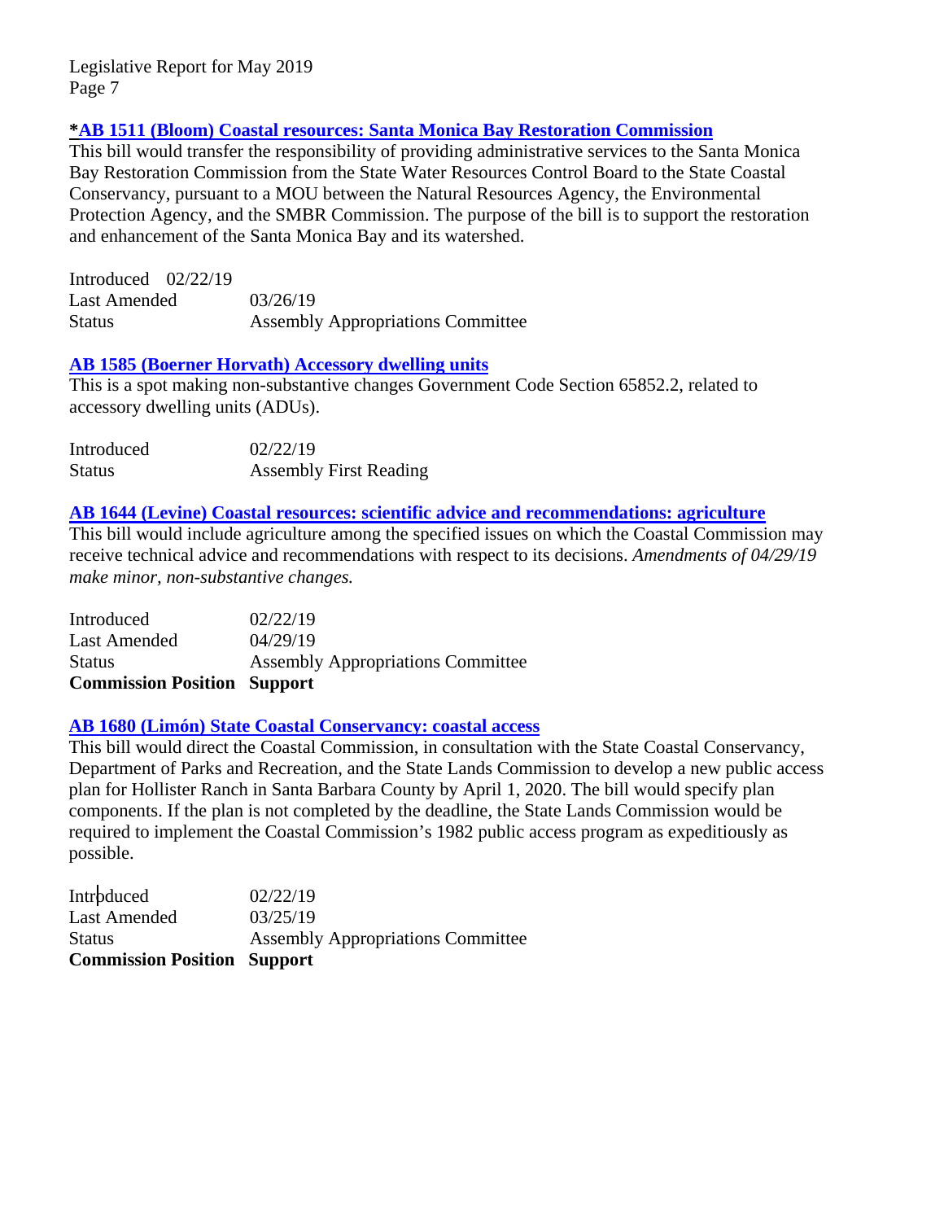**[*AB 1511 (Bloom) Coastal resources: Santa Monica Bay Restoration Commission](#)**

This bill would transfer the responsibility of providing administrative services to the Santa Monica Bay Restoration Commission from the State Water Resources Control Board to the State Coastal Conservancy, pursuant to a MOU between the Natural Resources Agency, the Environmental Protection Agency, and the SMBR Commission. The purpose of the bill is to support the restoration and enhancement of the Santa Monica Bay and its watershed.

| | |
|---|---|
| Introduced | 02/22/19 |
| Last Amended | 03/26/19 |
| Status | Assembly Appropriations Committee |

**AB 1585 (Boerner Horvath) Accessory dwelling units**

This is a spot making non-substantive changes Government Code Section 65852.2, related to accessory dwelling units (ADUs).

| | |
|---|---|
| Introduced | 02/22/19 |
| Status | Assembly First Reading |

**AB 1644 (Levine) Coastal resources: scientific advice and recommendations: agriculture**

This bill would include agriculture among the specified issues on which the Coastal Commission may receive technical advice and recommendations with respect to its decisions. *Amendments of 04/29/19 make minor, non-substantive changes.*

| | |
|---|---|
| Introduced | 02/22/19 |
| Last Amended | 04/29/19 |
| Status | Assembly Appropriations Committee |
| **Commission Position** | **Support** |

**AB 1680 (Limón) State Coastal Conservancy: coastal access**

This bill would direct the Coastal Commission, in consultation with the State Coastal Conservancy, Department of Parks and Recreation, and the State Lands Commission to develop a new public access plan for Hollister Ranch in Santa Barbara County by April 1, 2020. The bill would specify plan components. If the plan is not completed by the deadline, the State Lands Commission would be required to implement the Coastal Commission's 1982 public access program as expeditiously as possible.

| | |
|---|---|
| Introduced | 02/22/19 |
| Last Amended | 03/25/19 |
| Status | Assembly Appropriations Committee |
| **Commission Position** | **Support** |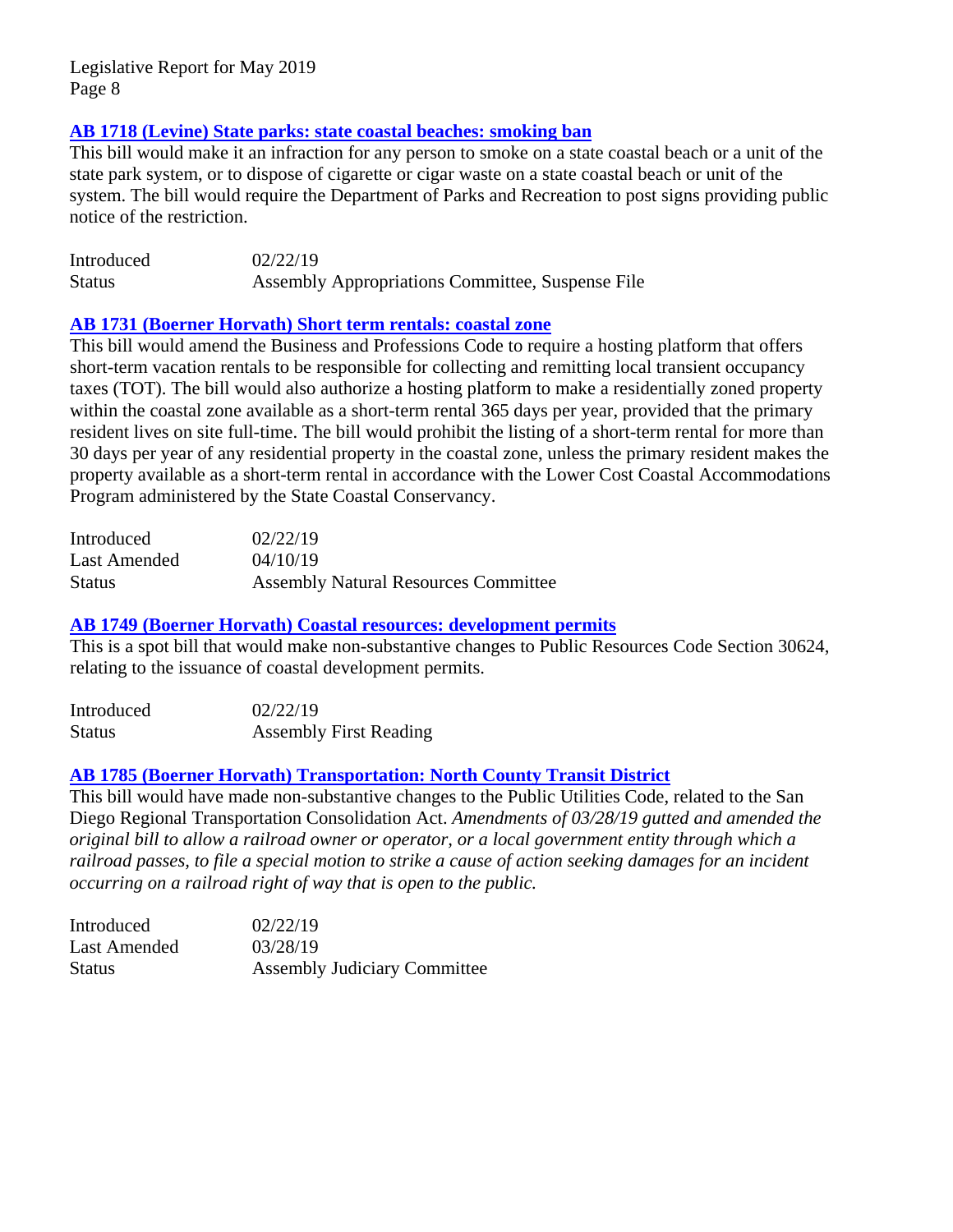### [AB 1718 (Levine) State parks: state coastal beaches: smoking ban]

This bill would make it an infraction for any person to smoke on a state coastal beach or a unit of the state park system, or to dispose of cigarette or cigar waste on a state coastal beach or unit of the system. The bill would require the Department of Parks and Recreation to post signs providing public notice of the restriction.

| | |
|---|---|
| Introduced | 02/22/19 |
| Status | Assembly Appropriations Committee, Suspense File |

### [AB 1731 (Boerner Horvath) Short term rentals: coastal zone]

This bill would amend the Business and Professions Code to require a hosting platform that offers short-term vacation rentals to be responsible for collecting and remitting local transient occupancy taxes (TOT). The bill would also authorize a hosting platform to make a residentially zoned property within the coastal zone available as a short-term rental 365 days per year, provided that the primary resident lives on site full-time. The bill would prohibit the listing of a short-term rental for more than 30 days per year of any residential property in the coastal zone, unless the primary resident makes the property available as a short-term rental in accordance with the Lower Cost Coastal Accommodations Program administered by the State Coastal Conservancy.

| | |
|---|---|
| Introduced | 02/22/19 |
| Last Amended | 04/10/19 |
| Status | Assembly Natural Resources Committee |

### [AB 1749 (Boerner Horvath) Coastal resources: development permits]

This is a spot bill that would make non-substantive changes to Public Resources Code Section 30624, relating to the issuance of coastal development permits.

| | |
|---|---|
| Introduced | 02/22/19 |
| Status | Assembly First Reading |

### [AB 1785 (Boerner Horvath) Transportation: North County Transit District]

This bill would have made non-substantive changes to the Public Utilities Code, related to the San Diego Regional Transportation Consolidation Act. *Amendments of 03/28/19 gutted and amended the original bill to allow a railroad owner or operator, or a local government entity through which a railroad passes, to file a special motion to strike a cause of action seeking damages for an incident occurring on a railroad right of way that is open to the public.*

| | |
|---|---|
| Introduced | 02/22/19 |
| Last Amended | 03/28/19 |
| Status | Assembly Judiciary Committee |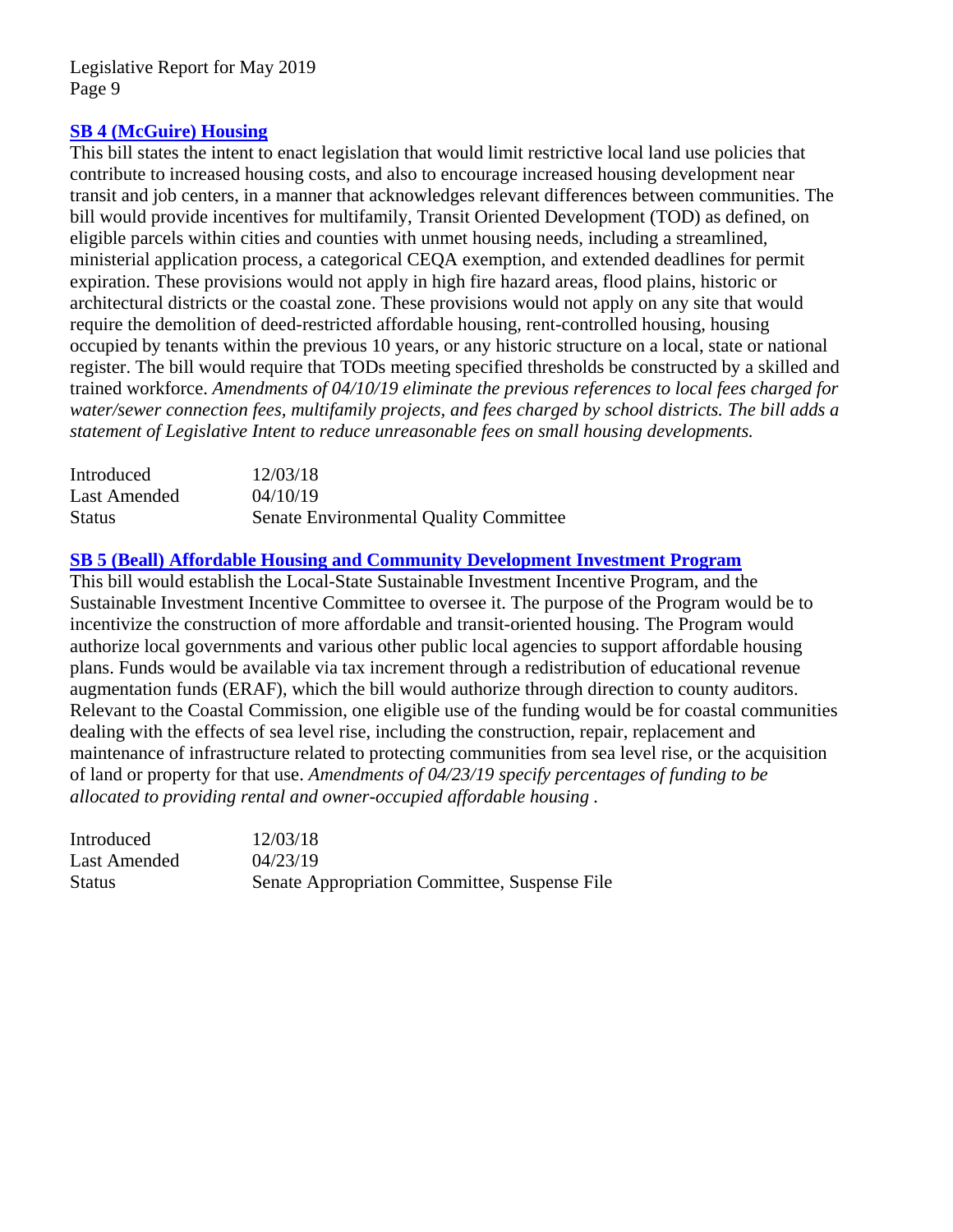### SB 4 (McGuire) Housing

This bill states the intent to enact legislation that would limit restrictive local land use policies that contribute to increased housing costs, and also to encourage increased housing development near transit and job centers, in a manner that acknowledges relevant differences between communities. The bill would provide incentives for multifamily, Transit Oriented Development (TOD) as defined, on eligible parcels within cities and counties with unmet housing needs, including a streamlined, ministerial application process, a categorical CEQA exemption, and extended deadlines for permit expiration. These provisions would not apply in high fire hazard areas, flood plains, historic or architectural districts or the coastal zone. These provisions would not apply on any site that would require the demolition of deed-restricted affordable housing, rent-controlled housing, housing occupied by tenants within the previous 10 years, or any historic structure on a local, state or national register. The bill would require that TODs meeting specified thresholds be constructed by a skilled and trained workforce. *Amendments of 04/10/19 eliminate the previous references to local fees charged for water/sewer connection fees, multifamily projects, and fees charged by school districts. The bill adds a statement of Legislative Intent to reduce unreasonable fees on small housing developments.*

| | |
|---|---|
| Introduced | 12/03/18 |
| Last Amended | 04/10/19 |
| Status | Senate Environmental Quality Committee |

### SB 5 (Beall) Affordable Housing and Community Development Investment Program

This bill would establish the Local-State Sustainable Investment Incentive Program, and the Sustainable Investment Incentive Committee to oversee it. The purpose of the Program would be to incentivize the construction of more affordable and transit-oriented housing. The Program would authorize local governments and various other public local agencies to support affordable housing plans. Funds would be available via tax increment through a redistribution of educational revenue augmentation funds (ERAF), which the bill would authorize through direction to county auditors. Relevant to the Coastal Commission, one eligible use of the funding would be for coastal communities dealing with the effects of sea level rise, including the construction, repair, replacement and maintenance of infrastructure related to protecting communities from sea level rise, or the acquisition of land or property for that use. *Amendments of 04/23/19 specify percentages of funding to be allocated to providing rental and owner-occupied affordable housing .*

| | |
|---|---|
| Introduced | 12/03/18 |
| Last Amended | 04/23/19 |
| Status | Senate Appropriation Committee, Suspense File |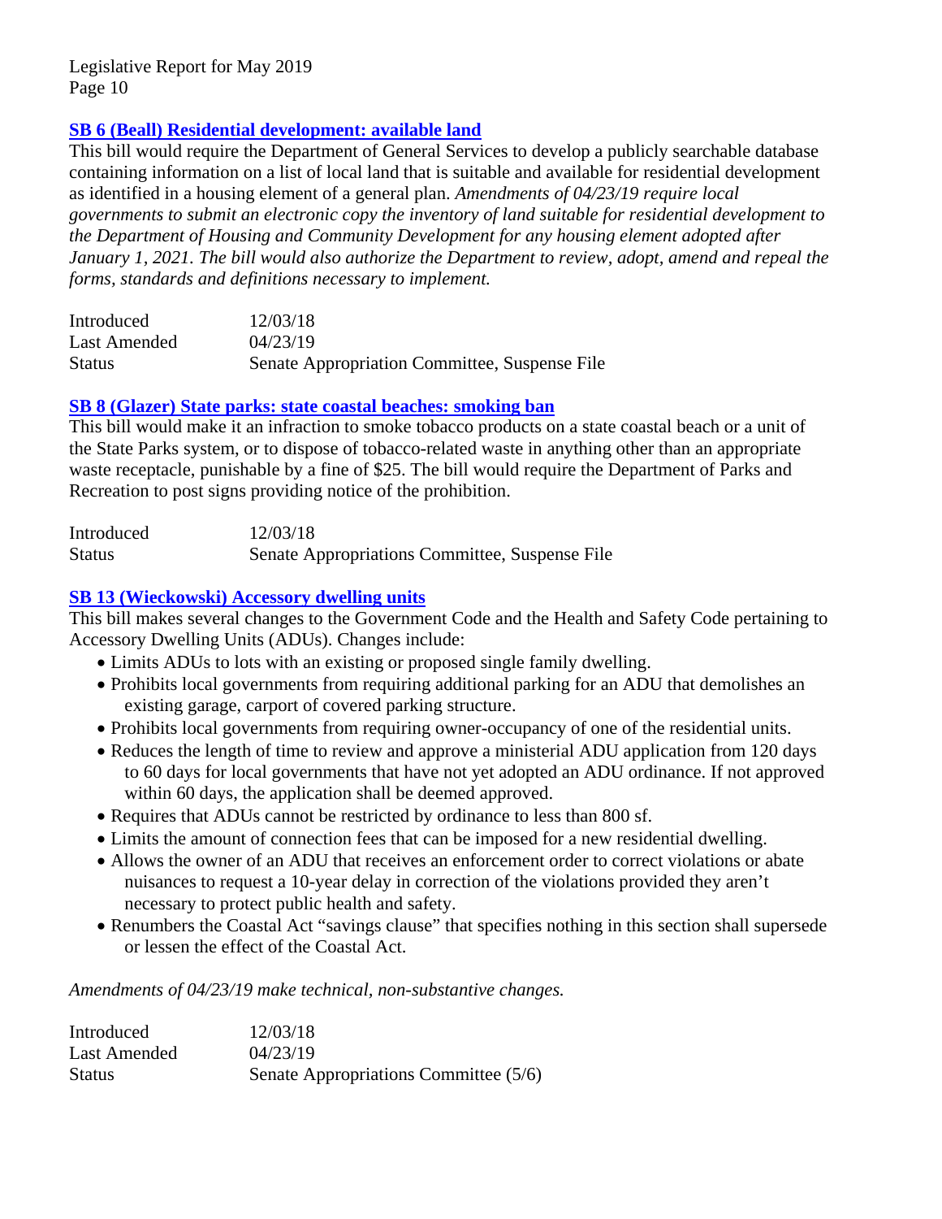### SB 6 (Beall) Residential development: available land

This bill would require the Department of General Services to develop a publicly searchable database containing information on a list of local land that is suitable and available for residential development as identified in a housing element of a general plan. *Amendments of 04/23/19 require local governments to submit an electronic copy the inventory of land suitable for residential development to the Department of Housing and Community Development for any housing element adopted after January 1, 2021. The bill would also authorize the Department to review, adopt, amend and repeal the forms, standards and definitions necessary to implement.*

| | |
|---|---|
| Introduced | 12/03/18 |
| Last Amended | 04/23/19 |
| Status | Senate Appropriation Committee, Suspense File |

### SB 8 (Glazer) State parks: state coastal beaches: smoking ban

This bill would make it an infraction to smoke tobacco products on a state coastal beach or a unit of the State Parks system, or to dispose of tobacco-related waste in anything other than an appropriate waste receptacle, punishable by a fine of $25. The bill would require the Department of Parks and Recreation to post signs providing notice of the prohibition.

| | |
|---|---|
| Introduced | 12/03/18 |
| Status | Senate Appropriations Committee, Suspense File |

### SB 13 (Wieckowski) Accessory dwelling units

This bill makes several changes to the Government Code and the Health and Safety Code pertaining to Accessory Dwelling Units (ADUs). Changes include:

- Limits ADUs to lots with an existing or proposed single family dwelling.
- Prohibits local governments from requiring additional parking for an ADU that demolishes an existing garage, carport of covered parking structure.
- Prohibits local governments from requiring owner-occupancy of one of the residential units.
- Reduces the length of time to review and approve a ministerial ADU application from 120 days to 60 days for local governments that have not yet adopted an ADU ordinance. If not approved within 60 days, the application shall be deemed approved.
- Requires that ADUs cannot be restricted by ordinance to less than 800 sf.
- Limits the amount of connection fees that can be imposed for a new residential dwelling.
- Allows the owner of an ADU that receives an enforcement order to correct violations or abate nuisances to request a 10-year delay in correction of the violations provided they aren't necessary to protect public health and safety.
- Renumbers the Coastal Act "savings clause" that specifies nothing in this section shall supersede or lessen the effect of the Coastal Act.

*Amendments of 04/23/19 make technical, non-substantive changes.*

| | |
|---|---|
| Introduced | 12/03/18 |
| Last Amended | 04/23/19 |
| Status | Senate Appropriations Committee (5/6) |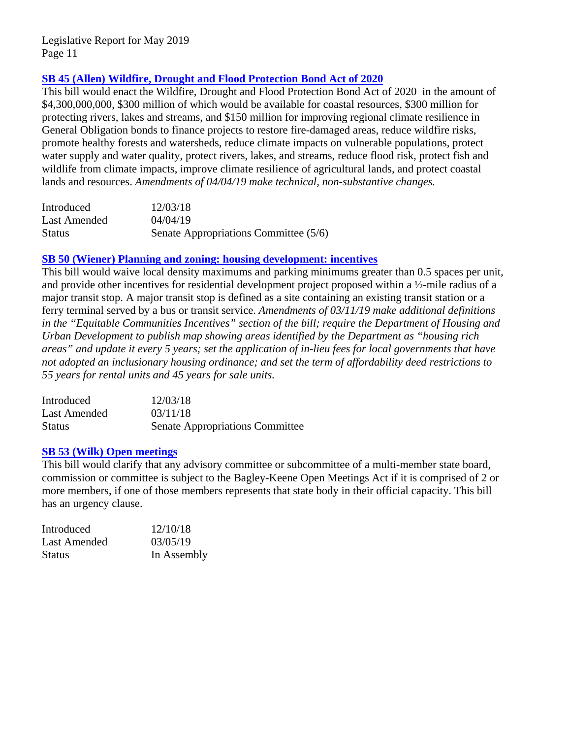### SB 45 (Allen) Wildfire, Drought and Flood Protection Bond Act of 2020

This bill would enact the Wildfire, Drought and Flood Protection Bond Act of 2020 in the amount of $4,300,000,000, $300 million of which would be available for coastal resources, $300 million for protecting rivers, lakes and streams, and $150 million for improving regional climate resilience in General Obligation bonds to finance projects to restore fire-damaged areas, reduce wildfire risks, promote healthy forests and watersheds, reduce climate impacts on vulnerable populations, protect water supply and water quality, protect rivers, lakes, and streams, reduce flood risk, protect fish and wildlife from climate impacts, improve climate resilience of agricultural lands, and protect coastal lands and resources. *Amendments of 04/04/19 make technical, non-substantive changes.*

| | |
|---|---|
| Introduced | 12/03/18 |
| Last Amended | 04/04/19 |
| Status | Senate Appropriations Committee (5/6) |

### SB 50 (Wiener) Planning and zoning: housing development: incentives

This bill would waive local density maximums and parking minimums greater than 0.5 spaces per unit, and provide other incentives for residential development project proposed within a ½-mile radius of a major transit stop. A major transit stop is defined as a site containing an existing transit station or a ferry terminal served by a bus or transit service. *Amendments of 03/11/19 make additional definitions in the "Equitable Communities Incentives" section of the bill; require the Department of Housing and Urban Development to publish map showing areas identified by the Department as "housing rich areas" and update it every 5 years; set the application of in-lieu fees for local governments that have not adopted an inclusionary housing ordinance; and set the term of affordability deed restrictions to 55 years for rental units and 45 years for sale units.*

| | |
|---|---|
| Introduced | 12/03/18 |
| Last Amended | 03/11/18 |
| Status | Senate Appropriations Committee |

### SB 53 (Wilk) Open meetings

This bill would clarify that any advisory committee or subcommittee of a multi-member state board, commission or committee is subject to the Bagley-Keene Open Meetings Act if it is comprised of 2 or more members, if one of those members represents that state body in their official capacity. This bill has an urgency clause.

| | |
|---|---|
| Introduced | 12/10/18 |
| Last Amended | 03/05/19 |
| Status | In Assembly |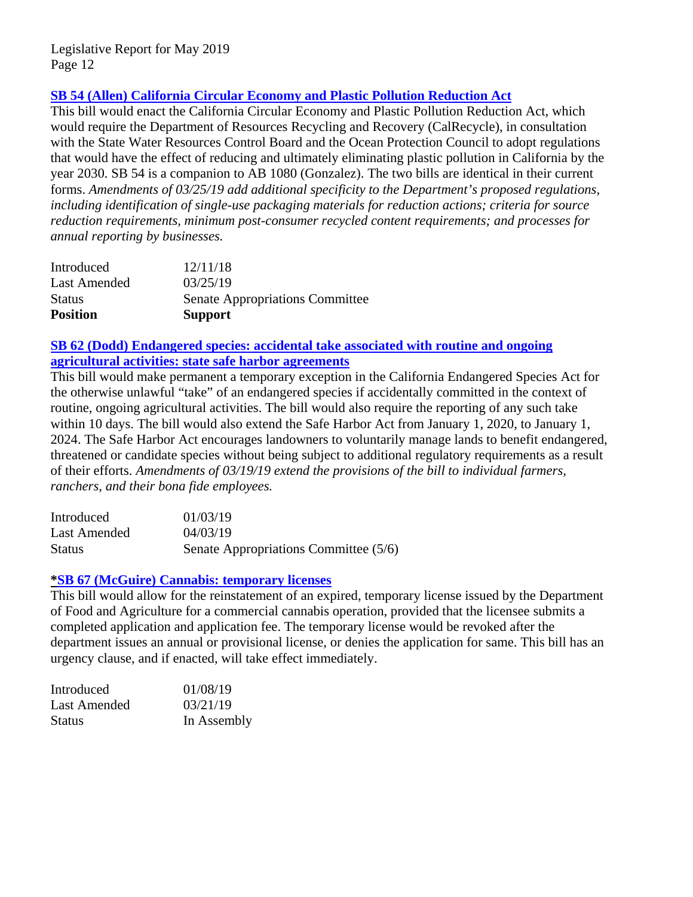### [SB 54 (Allen) California Circular Economy and Plastic Pollution Reduction Act]

This bill would enact the California Circular Economy and Plastic Pollution Reduction Act, which would require the Department of Resources Recycling and Recovery (CalRecycle), in consultation with the State Water Resources Control Board and the Ocean Protection Council to adopt regulations that would have the effect of reducing and ultimately eliminating plastic pollution in California by the year 2030. SB 54 is a companion to AB 1080 (Gonzalez). The two bills are identical in their current forms. *Amendments of 03/25/19 add additional specificity to the Department's proposed regulations, including identification of single-use packaging materials for reduction actions; criteria for source reduction requirements, minimum post-consumer recycled content requirements; and processes for annual reporting by businesses.*

| | |
|---|---|
| Introduced | 12/11/18 |
| Last Amended | 03/25/19 |
| Status | Senate Appropriations Committee |
| **Position** | **Support** |

### [SB 62 (Dodd) Endangered species: accidental take associated with routine and ongoing agricultural activities: state safe harbor agreements]

This bill would make permanent a temporary exception in the California Endangered Species Act for the otherwise unlawful "take" of an endangered species if accidentally committed in the context of routine, ongoing agricultural activities. The bill would also require the reporting of any such take within 10 days. The bill would also extend the Safe Harbor Act from January 1, 2020, to January 1, 2024. The Safe Harbor Act encourages landowners to voluntarily manage lands to benefit endangered, threatened or candidate species without being subject to additional regulatory requirements as a result of their efforts. *Amendments of 03/19/19 extend the provisions of the bill to individual farmers, ranchers, and their bona fide employees.*

| | |
|---|---|
| Introduced | 01/03/19 |
| Last Amended | 04/03/19 |
| Status | Senate Appropriations Committee (5/6) |

### *[SB 67 (McGuire) Cannabis: temporary licenses]

This bill would allow for the reinstatement of an expired, temporary license issued by the Department of Food and Agriculture for a commercial cannabis operation, provided that the licensee submits a completed application and application fee. The temporary license would be revoked after the department issues an annual or provisional license, or denies the application for same. This bill has an urgency clause, and if enacted, will take effect immediately.

| | |
|---|---|
| Introduced | 01/08/19 |
| Last Amended | 03/21/19 |
| Status | In Assembly |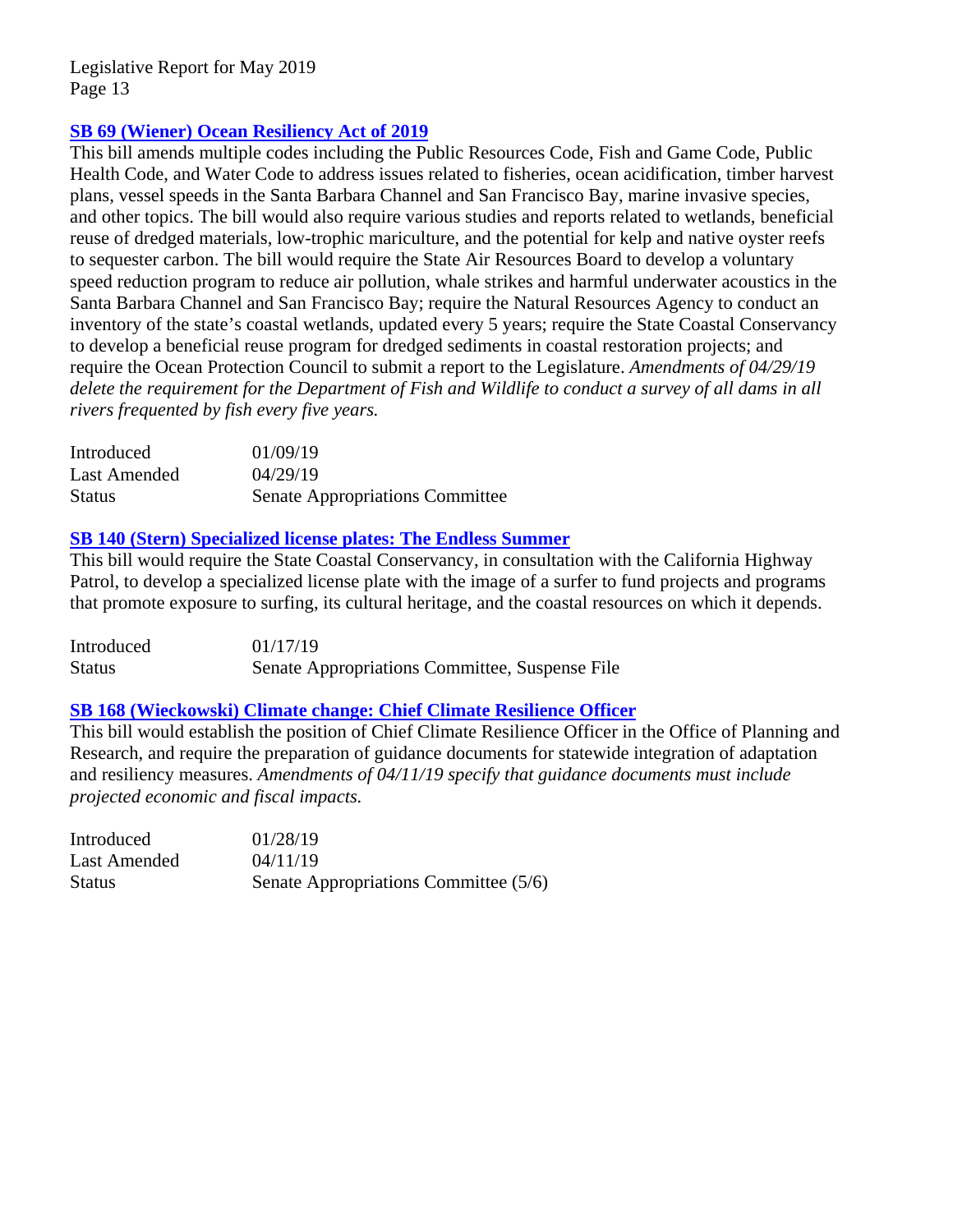### SB 69 (Wiener) Ocean Resiliency Act of 2019

This bill amends multiple codes including the Public Resources Code, Fish and Game Code, Public Health Code, and Water Code to address issues related to fisheries, ocean acidification, timber harvest plans, vessel speeds in the Santa Barbara Channel and San Francisco Bay, marine invasive species, and other topics. The bill would also require various studies and reports related to wetlands, beneficial reuse of dredged materials, low-trophic mariculture, and the potential for kelp and native oyster reefs to sequester carbon. The bill would require the State Air Resources Board to develop a voluntary speed reduction program to reduce air pollution, whale strikes and harmful underwater acoustics in the Santa Barbara Channel and San Francisco Bay; require the Natural Resources Agency to conduct an inventory of the state's coastal wetlands, updated every 5 years; require the State Coastal Conservancy to develop a beneficial reuse program for dredged sediments in coastal restoration projects; and require the Ocean Protection Council to submit a report to the Legislature. *Amendments of 04/29/19 delete the requirement for the Department of Fish and Wildlife to conduct a survey of all dams in all rivers frequented by fish every five years.*

| | |
|---|---|
| Introduced | 01/09/19 |
| Last Amended | 04/29/19 |
| Status | Senate Appropriations Committee |

### SB 140 (Stern) Specialized license plates: The Endless Summer

This bill would require the State Coastal Conservancy, in consultation with the California Highway Patrol, to develop a specialized license plate with the image of a surfer to fund projects and programs that promote exposure to surfing, its cultural heritage, and the coastal resources on which it depends.

| | |
|---|---|
| Introduced | 01/17/19 |
| Status | Senate Appropriations Committee, Suspense File |

### SB 168 (Wieckowski) Climate change: Chief Climate Resilience Officer

This bill would establish the position of Chief Climate Resilience Officer in the Office of Planning and Research, and require the preparation of guidance documents for statewide integration of adaptation and resiliency measures. *Amendments of 04/11/19 specify that guidance documents must include projected economic and fiscal impacts.*

| | |
|---|---|
| Introduced | 01/28/19 |
| Last Amended | 04/11/19 |
| Status | Senate Appropriations Committee (5/6) |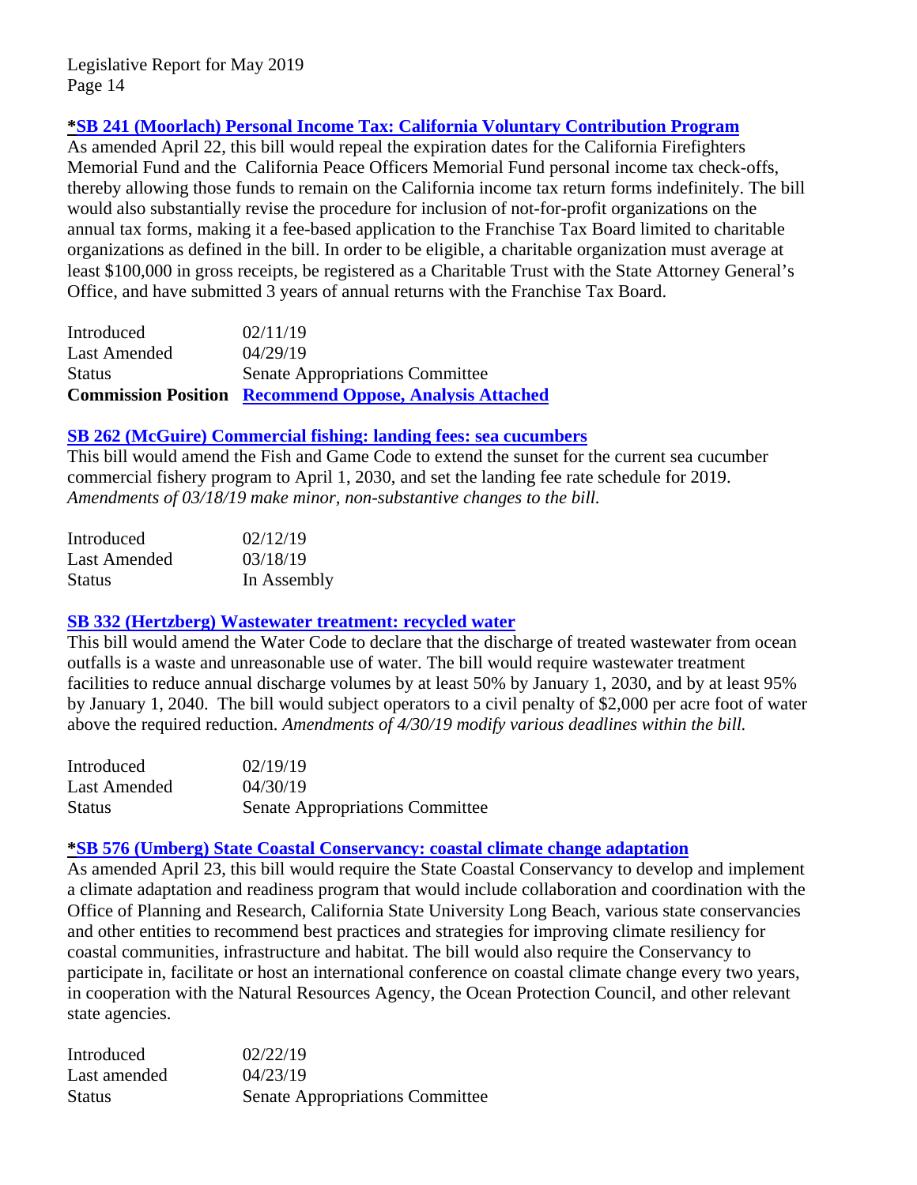### *SB 241 (Moorlach) Personal Income Tax: California Voluntary Contribution Program

As amended April 22, this bill would repeal the expiration dates for the California Firefighters Memorial Fund and the California Peace Officers Memorial Fund personal income tax check-offs, thereby allowing those funds to remain on the California income tax return forms indefinitely. The bill would also substantially revise the procedure for inclusion of not-for-profit organizations on the annual tax forms, making it a fee-based application to the Franchise Tax Board limited to charitable organizations as defined in the bill. In order to be eligible, a charitable organization must average at least $100,000 in gross receipts, be registered as a Charitable Trust with the State Attorney General's Office, and have submitted 3 years of annual returns with the Franchise Tax Board.

| | |
|---|---|
| Introduced | 02/11/19 |
| Last Amended | 04/29/19 |
| Status | Senate Appropriations Committee |
| **Commission Position** | **Recommend Oppose, Analysis Attached** |

### SB 262 (McGuire) Commercial fishing: landing fees: sea cucumbers

This bill would amend the Fish and Game Code to extend the sunset for the current sea cucumber commercial fishery program to April 1, 2030, and set the landing fee rate schedule for 2019. *Amendments of 03/18/19 make minor, non-substantive changes to the bill.*

| | |
|---|---|
| Introduced | 02/12/19 |
| Last Amended | 03/18/19 |
| Status | In Assembly |

### SB 332 (Hertzberg) Wastewater treatment: recycled water

This bill would amend the Water Code to declare that the discharge of treated wastewater from ocean outfalls is a waste and unreasonable use of water. The bill would require wastewater treatment facilities to reduce annual discharge volumes by at least 50% by January 1, 2030, and by at least 95% by January 1, 2040. The bill would subject operators to a civil penalty of $2,000 per acre foot of water above the required reduction. *Amendments of 4/30/19 modify various deadlines within the bill.*

| | |
|---|---|
| Introduced | 02/19/19 |
| Last Amended | 04/30/19 |
| Status | Senate Appropriations Committee |

### *SB 576 (Umberg) State Coastal Conservancy: coastal climate change adaptation

As amended April 23, this bill would require the State Coastal Conservancy to develop and implement a climate adaptation and readiness program that would include collaboration and coordination with the Office of Planning and Research, California State University Long Beach, various state conservancies and other entities to recommend best practices and strategies for improving climate resiliency for coastal communities, infrastructure and habitat. The bill would also require the Conservancy to participate in, facilitate or host an international conference on coastal climate change every two years, in cooperation with the Natural Resources Agency, the Ocean Protection Council, and other relevant state agencies.

| | |
|---|---|
| Introduced | 02/22/19 |
| Last amended | 04/23/19 |
| Status | Senate Appropriations Committee |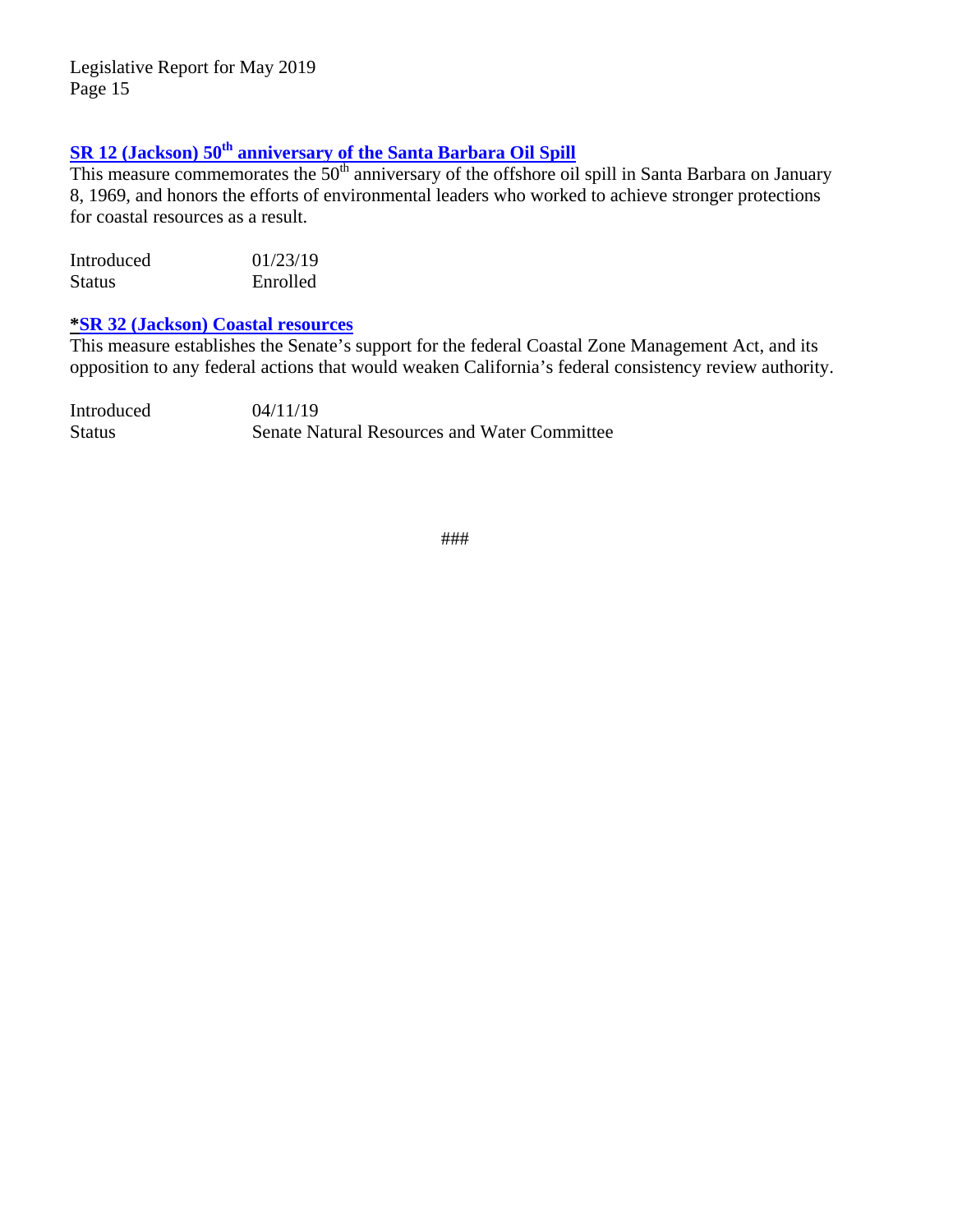### SR 12 (Jackson) 50th anniversary of the Santa Barbara Oil Spill

This measure commemorates the 50th anniversary of the offshore oil spill in Santa Barbara on January 8, 1969, and honors the efforts of environmental leaders who worked to achieve stronger protections for coastal resources as a result.

| | |
|---|---|
| Introduced | 01/23/19 |
| Status | Enrolled |

### *SR 32 (Jackson) Coastal resources

This measure establishes the Senate's support for the federal Coastal Zone Management Act, and its opposition to any federal actions that would weaken California's federal consistency review authority.

| | |
|---|---|
| Introduced | 04/11/19 |
| Status | Senate Natural Resources and Water Committee |

###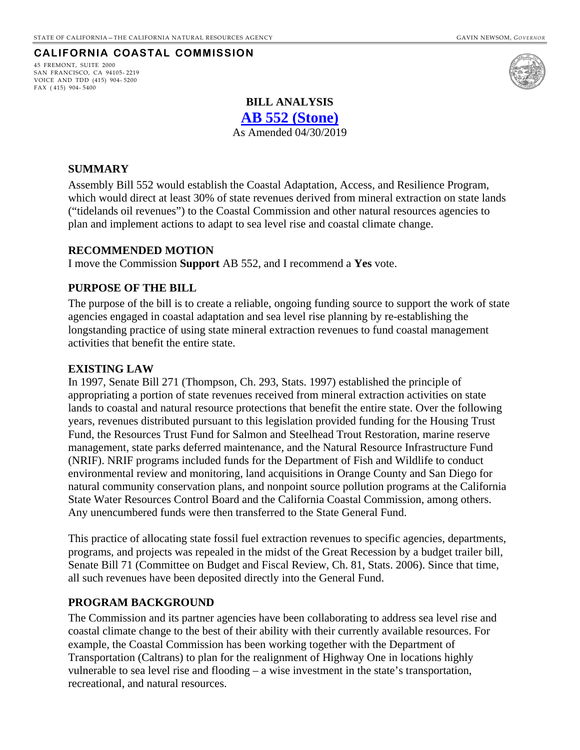STATE OF CALIFORNIA – THE CALIFORNIA NATURAL RESOURCES AGENCY GAVIN NEWSOM, *GOVERNOR*

**CALIFORNIA COASTAL COMMISSION**

45 FREMONT, SUITE 2000
SAN FRANCISCO, CA 94105-2219
VOICE AND TDD (415) 904-5200
FAX (415) 904-5400

# BILL ANALYSIS

## AB 552 (Stone)

As Amended 04/30/2019

### SUMMARY

Assembly Bill 552 would establish the Coastal Adaptation, Access, and Resilience Program, which would direct at least 30% of state revenues derived from mineral extraction on state lands ("tidelands oil revenues") to the Coastal Commission and other natural resources agencies to plan and implement actions to adapt to sea level rise and coastal climate change.

### RECOMMENDED MOTION

I move the Commission **Support** AB 552, and I recommend a **Yes** vote.

### PURPOSE OF THE BILL

The purpose of the bill is to create a reliable, ongoing funding source to support the work of state agencies engaged in coastal adaptation and sea level rise planning by re-establishing the longstanding practice of using state mineral extraction revenues to fund coastal management activities that benefit the entire state.

### EXISTING LAW

In 1997, Senate Bill 271 (Thompson, Ch. 293, Stats. 1997) established the principle of appropriating a portion of state revenues received from mineral extraction activities on state lands to coastal and natural resource protections that benefit the entire state. Over the following years, revenues distributed pursuant to this legislation provided funding for the Housing Trust Fund, the Resources Trust Fund for Salmon and Steelhead Trout Restoration, marine reserve management, state parks deferred maintenance, and the Natural Resource Infrastructure Fund (NRIF). NRIF programs included funds for the Department of Fish and Wildlife to conduct environmental review and monitoring, land acquisitions in Orange County and San Diego for natural community conservation plans, and nonpoint source pollution programs at the California State Water Resources Control Board and the California Coastal Commission, among others. Any unencumbered funds were then transferred to the State General Fund.

This practice of allocating state fossil fuel extraction revenues to specific agencies, departments, programs, and projects was repealed in the midst of the Great Recession by a budget trailer bill, Senate Bill 71 (Committee on Budget and Fiscal Review, Ch. 81, Stats. 2006). Since that time, all such revenues have been deposited directly into the General Fund.

### PROGRAM BACKGROUND

The Commission and its partner agencies have been collaborating to address sea level rise and coastal climate change to the best of their ability with their currently available resources. For example, the Coastal Commission has been working together with the Department of Transportation (Caltrans) to plan for the realignment of Highway One in locations highly vulnerable to sea level rise and flooding – a wise investment in the state's transportation, recreational, and natural resources.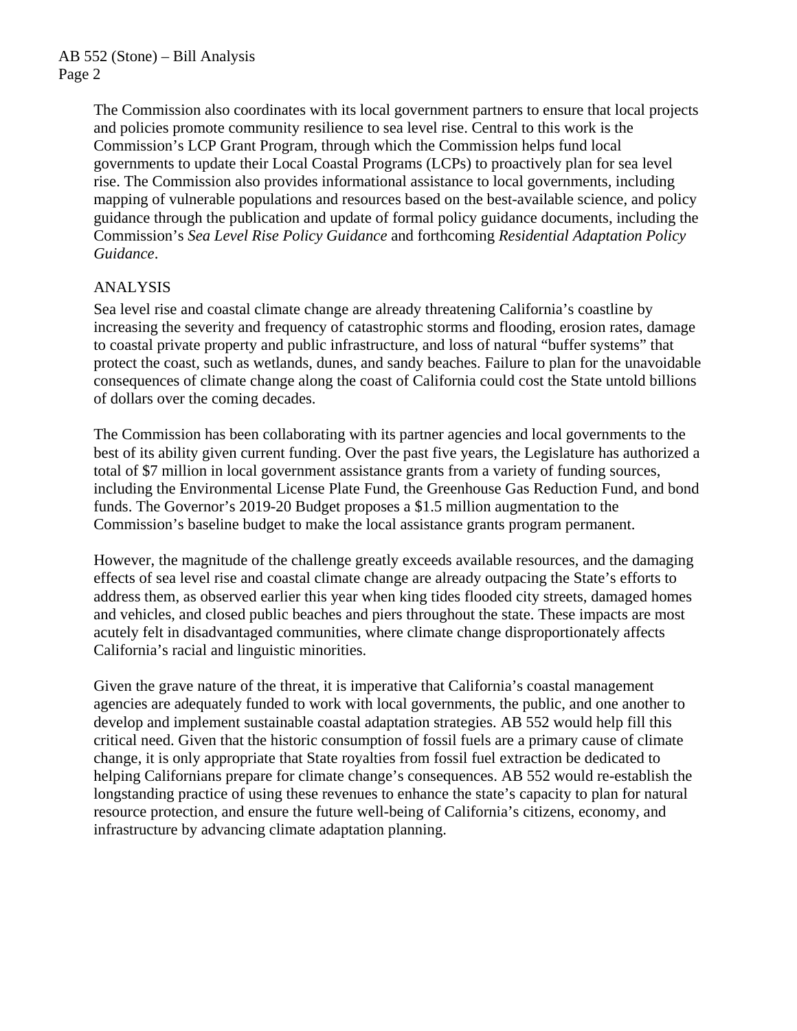The Commission also coordinates with its local government partners to ensure that local projects and policies promote community resilience to sea level rise. Central to this work is the Commission's LCP Grant Program, through which the Commission helps fund local governments to update their Local Coastal Programs (LCPs) to proactively plan for sea level rise. The Commission also provides informational assistance to local governments, including mapping of vulnerable populations and resources based on the best-available science, and policy guidance through the publication and update of formal policy guidance documents, including the Commission's *Sea Level Rise Policy Guidance* and forthcoming *Residential Adaptation Policy Guidance*.

ANALYSIS

Sea level rise and coastal climate change are already threatening California's coastline by increasing the severity and frequency of catastrophic storms and flooding, erosion rates, damage to coastal private property and public infrastructure, and loss of natural "buffer systems" that protect the coast, such as wetlands, dunes, and sandy beaches. Failure to plan for the unavoidable consequences of climate change along the coast of California could cost the State untold billions of dollars over the coming decades.

The Commission has been collaborating with its partner agencies and local governments to the best of its ability given current funding. Over the past five years, the Legislature has authorized a total of $7 million in local government assistance grants from a variety of funding sources, including the Environmental License Plate Fund, the Greenhouse Gas Reduction Fund, and bond funds. The Governor's 2019-20 Budget proposes a $1.5 million augmentation to the Commission's baseline budget to make the local assistance grants program permanent.

However, the magnitude of the challenge greatly exceeds available resources, and the damaging effects of sea level rise and coastal climate change are already outpacing the State's efforts to address them, as observed earlier this year when king tides flooded city streets, damaged homes and vehicles, and closed public beaches and piers throughout the state. These impacts are most acutely felt in disadvantaged communities, where climate change disproportionately affects California's racial and linguistic minorities.

Given the grave nature of the threat, it is imperative that California's coastal management agencies are adequately funded to work with local governments, the public, and one another to develop and implement sustainable coastal adaptation strategies. AB 552 would help fill this critical need. Given that the historic consumption of fossil fuels are a primary cause of climate change, it is only appropriate that State royalties from fossil fuel extraction be dedicated to helping Californians prepare for climate change's consequences. AB 552 would re-establish the longstanding practice of using these revenues to enhance the state's capacity to plan for natural resource protection, and ensure the future well-being of California's citizens, economy, and infrastructure by advancing climate adaptation planning.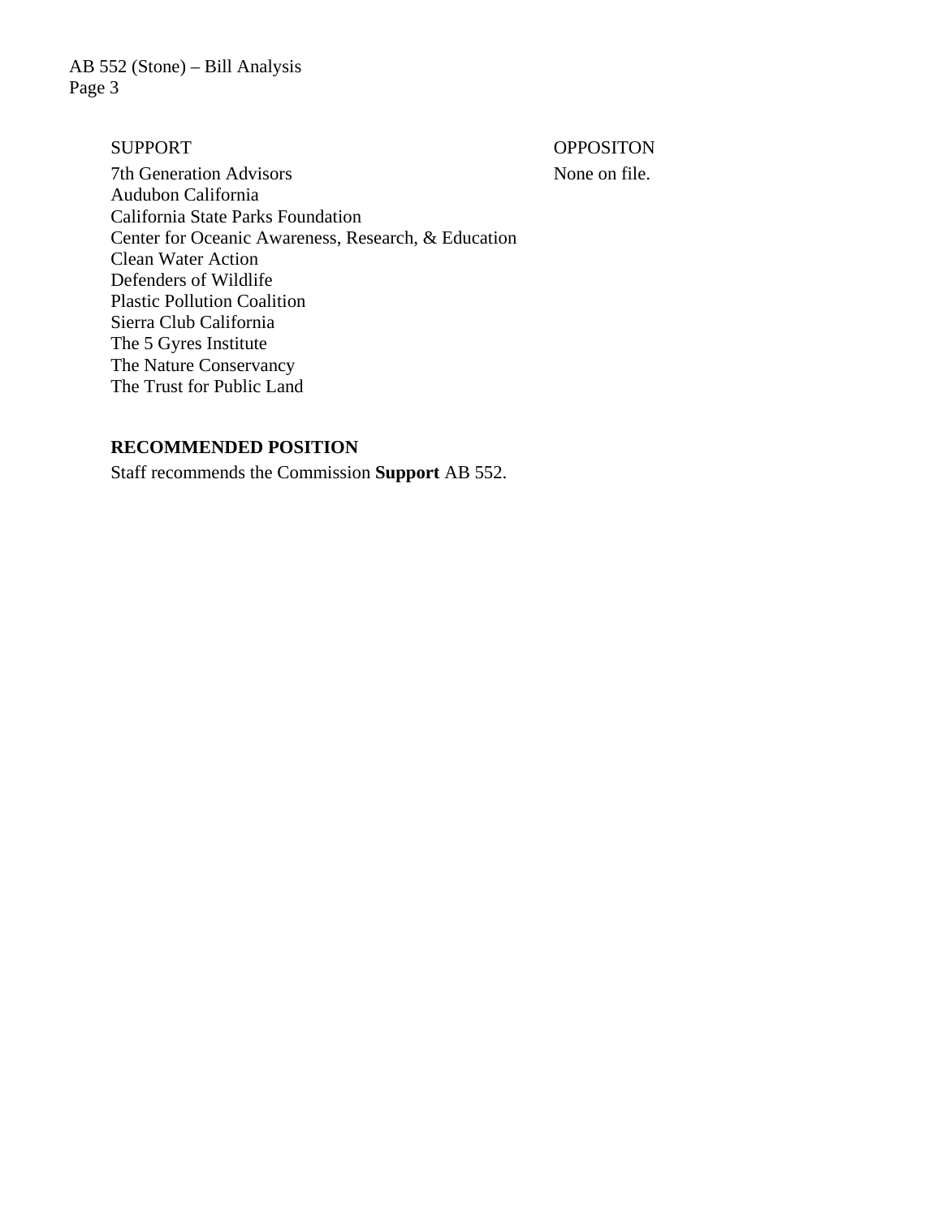| SUPPORT | OPPOSITON |
|---|---|
| 7th Generation Advisors | None on file. |
| Audubon California | |
| California State Parks Foundation | |
| Center for Oceanic Awareness, Research, & Education | |
| Clean Water Action | |
| Defenders of Wildlife | |
| Plastic Pollution Coalition | |
| Sierra Club California | |
| The 5 Gyres Institute | |
| The Nature Conservancy | |
| The Trust for Public Land | |

**RECOMMENDED POSITION**

Staff recommends the Commission **Support** AB 552.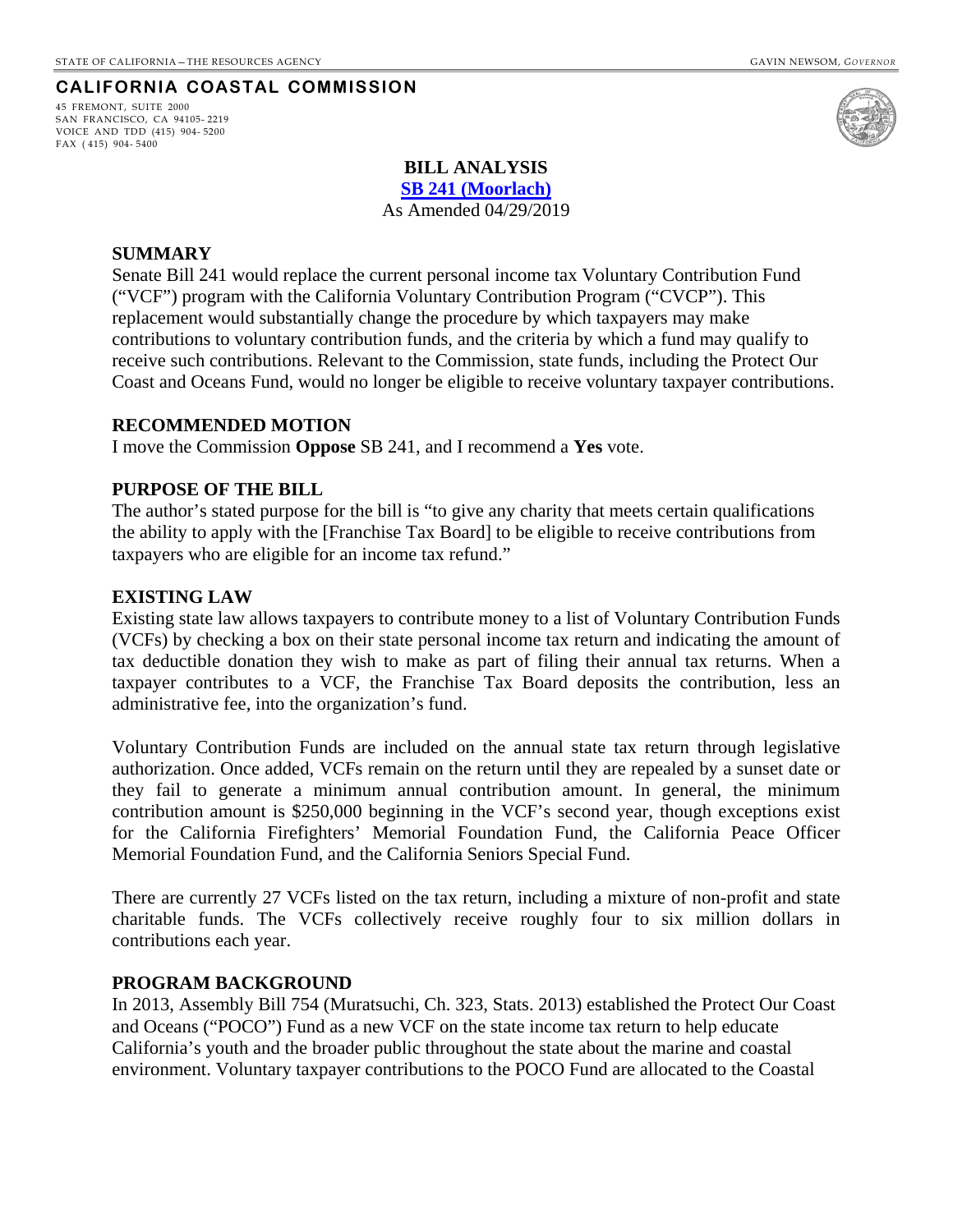STATE OF CALIFORNIA – THE RESOURCES AGENCY GAVIN NEWSOM, *GOVERNOR*

**CALIFORNIA COASTAL COMMISSION**

45 FREMONT, SUITE 2000
SAN FRANCISCO, CA 94105-2219
VOICE AND TDD (415) 904-5200
FAX (415) 904-5400

**BILL ANALYSIS**
**SB 241 (Moorlach)**
As Amended 04/29/2019

## SUMMARY

Senate Bill 241 would replace the current personal income tax Voluntary Contribution Fund ("VCF") program with the California Voluntary Contribution Program ("CVCP"). This replacement would substantially change the procedure by which taxpayers may make contributions to voluntary contribution funds, and the criteria by which a fund may qualify to receive such contributions. Relevant to the Commission, state funds, including the Protect Our Coast and Oceans Fund, would no longer be eligible to receive voluntary taxpayer contributions.

## RECOMMENDED MOTION

I move the Commission **Oppose** SB 241, and I recommend a **Yes** vote.

## PURPOSE OF THE BILL

The author's stated purpose for the bill is "to give any charity that meets certain qualifications the ability to apply with the [Franchise Tax Board] to be eligible to receive contributions from taxpayers who are eligible for an income tax refund."

## EXISTING LAW

Existing state law allows taxpayers to contribute money to a list of Voluntary Contribution Funds (VCFs) by checking a box on their state personal income tax return and indicating the amount of tax deductible donation they wish to make as part of filing their annual tax returns. When a taxpayer contributes to a VCF, the Franchise Tax Board deposits the contribution, less an administrative fee, into the organization's fund.

Voluntary Contribution Funds are included on the annual state tax return through legislative authorization. Once added, VCFs remain on the return until they are repealed by a sunset date or they fail to generate a minimum annual contribution amount. In general, the minimum contribution amount is $250,000 beginning in the VCF's second year, though exceptions exist for the California Firefighters' Memorial Foundation Fund, the California Peace Officer Memorial Foundation Fund, and the California Seniors Special Fund.

There are currently 27 VCFs listed on the tax return, including a mixture of non-profit and state charitable funds. The VCFs collectively receive roughly four to six million dollars in contributions each year.

## PROGRAM BACKGROUND

In 2013, Assembly Bill 754 (Muratsuchi, Ch. 323, Stats. 2013) established the Protect Our Coast and Oceans ("POCO") Fund as a new VCF on the state income tax return to help educate California's youth and the broader public throughout the state about the marine and coastal environment. Voluntary taxpayer contributions to the POCO Fund are allocated to the Coastal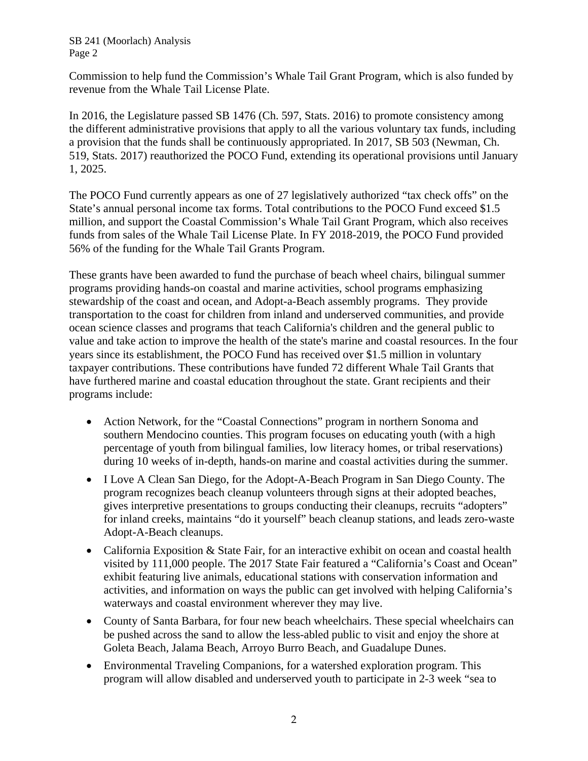Commission to help fund the Commission's Whale Tail Grant Program, which is also funded by revenue from the Whale Tail License Plate.

In 2016, the Legislature passed SB 1476 (Ch. 597, Stats. 2016) to promote consistency among the different administrative provisions that apply to all the various voluntary tax funds, including a provision that the funds shall be continuously appropriated. In 2017, SB 503 (Newman, Ch. 519, Stats. 2017) reauthorized the POCO Fund, extending its operational provisions until January 1, 2025.

The POCO Fund currently appears as one of 27 legislatively authorized "tax check offs" on the State's annual personal income tax forms. Total contributions to the POCO Fund exceed $1.5 million, and support the Coastal Commission's Whale Tail Grant Program, which also receives funds from sales of the Whale Tail License Plate. In FY 2018-2019, the POCO Fund provided 56% of the funding for the Whale Tail Grants Program.

These grants have been awarded to fund the purchase of beach wheel chairs, bilingual summer programs providing hands-on coastal and marine activities, school programs emphasizing stewardship of the coast and ocean, and Adopt-a-Beach assembly programs. They provide transportation to the coast for children from inland and underserved communities, and provide ocean science classes and programs that teach California's children and the general public to value and take action to improve the health of the state's marine and coastal resources. In the four years since its establishment, the POCO Fund has received over $1.5 million in voluntary taxpayer contributions. These contributions have funded 72 different Whale Tail Grants that have furthered marine and coastal education throughout the state. Grant recipients and their programs include:

- Action Network, for the "Coastal Connections" program in northern Sonoma and southern Mendocino counties. This program focuses on educating youth (with a high percentage of youth from bilingual families, low literacy homes, or tribal reservations) during 10 weeks of in-depth, hands-on marine and coastal activities during the summer.
- I Love A Clean San Diego, for the Adopt-A-Beach Program in San Diego County. The program recognizes beach cleanup volunteers through signs at their adopted beaches, gives interpretive presentations to groups conducting their cleanups, recruits "adopters" for inland creeks, maintains "do it yourself" beach cleanup stations, and leads zero-waste Adopt-A-Beach cleanups.
- California Exposition & State Fair, for an interactive exhibit on ocean and coastal health visited by 111,000 people. The 2017 State Fair featured a "California's Coast and Ocean" exhibit featuring live animals, educational stations with conservation information and activities, and information on ways the public can get involved with helping California's waterways and coastal environment wherever they may live.
- County of Santa Barbara, for four new beach wheelchairs. These special wheelchairs can be pushed across the sand to allow the less-abled public to visit and enjoy the shore at Goleta Beach, Jalama Beach, Arroyo Burro Beach, and Guadalupe Dunes.
- Environmental Traveling Companions, for a watershed exploration program. This program will allow disabled and underserved youth to participate in 2-3 week "sea to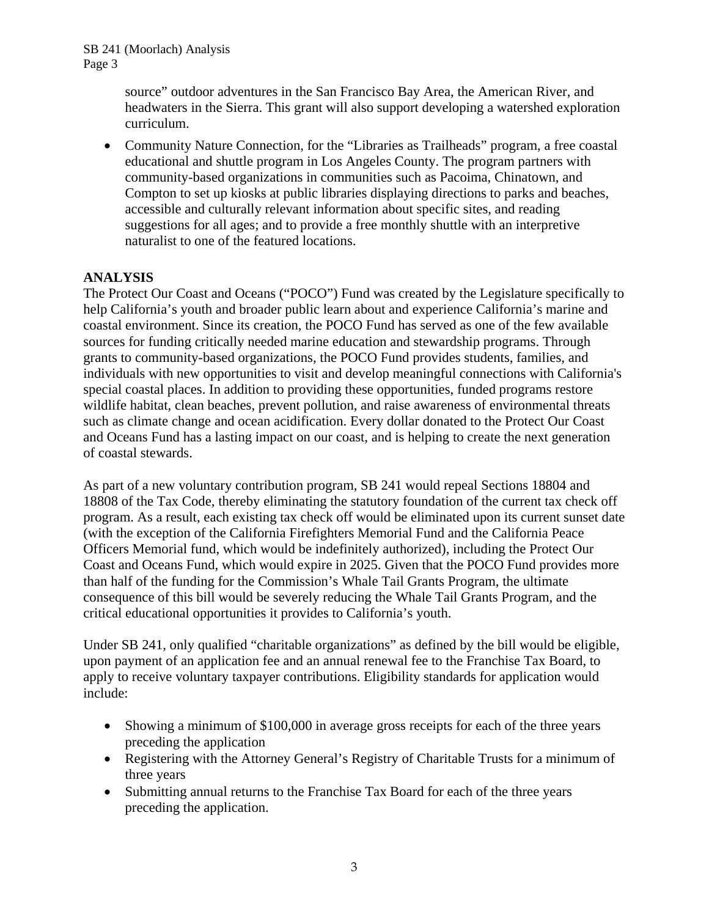source" outdoor adventures in the San Francisco Bay Area, the American River, and headwaters in the Sierra. This grant will also support developing a watershed exploration curriculum.

- Community Nature Connection, for the "Libraries as Trailheads" program, a free coastal educational and shuttle program in Los Angeles County. The program partners with community-based organizations in communities such as Pacoima, Chinatown, and Compton to set up kiosks at public libraries displaying directions to parks and beaches, accessible and culturally relevant information about specific sites, and reading suggestions for all ages; and to provide a free monthly shuttle with an interpretive naturalist to one of the featured locations.

**ANALYSIS**

The Protect Our Coast and Oceans ("POCO") Fund was created by the Legislature specifically to help California's youth and broader public learn about and experience California's marine and coastal environment. Since its creation, the POCO Fund has served as one of the few available sources for funding critically needed marine education and stewardship programs. Through grants to community-based organizations, the POCO Fund provides students, families, and individuals with new opportunities to visit and develop meaningful connections with California's special coastal places. In addition to providing these opportunities, funded programs restore wildlife habitat, clean beaches, prevent pollution, and raise awareness of environmental threats such as climate change and ocean acidification. Every dollar donated to the Protect Our Coast and Oceans Fund has a lasting impact on our coast, and is helping to create the next generation of coastal stewards.

As part of a new voluntary contribution program, SB 241 would repeal Sections 18804 and 18808 of the Tax Code, thereby eliminating the statutory foundation of the current tax check off program. As a result, each existing tax check off would be eliminated upon its current sunset date (with the exception of the California Firefighters Memorial Fund and the California Peace Officers Memorial fund, which would be indefinitely authorized), including the Protect Our Coast and Oceans Fund, which would expire in 2025. Given that the POCO Fund provides more than half of the funding for the Commission's Whale Tail Grants Program, the ultimate consequence of this bill would be severely reducing the Whale Tail Grants Program, and the critical educational opportunities it provides to California's youth.

Under SB 241, only qualified "charitable organizations" as defined by the bill would be eligible, upon payment of an application fee and an annual renewal fee to the Franchise Tax Board, to apply to receive voluntary taxpayer contributions. Eligibility standards for application would include:

- Showing a minimum of $100,000 in average gross receipts for each of the three years preceding the application
- Registering with the Attorney General's Registry of Charitable Trusts for a minimum of three years
- Submitting annual returns to the Franchise Tax Board for each of the three years preceding the application.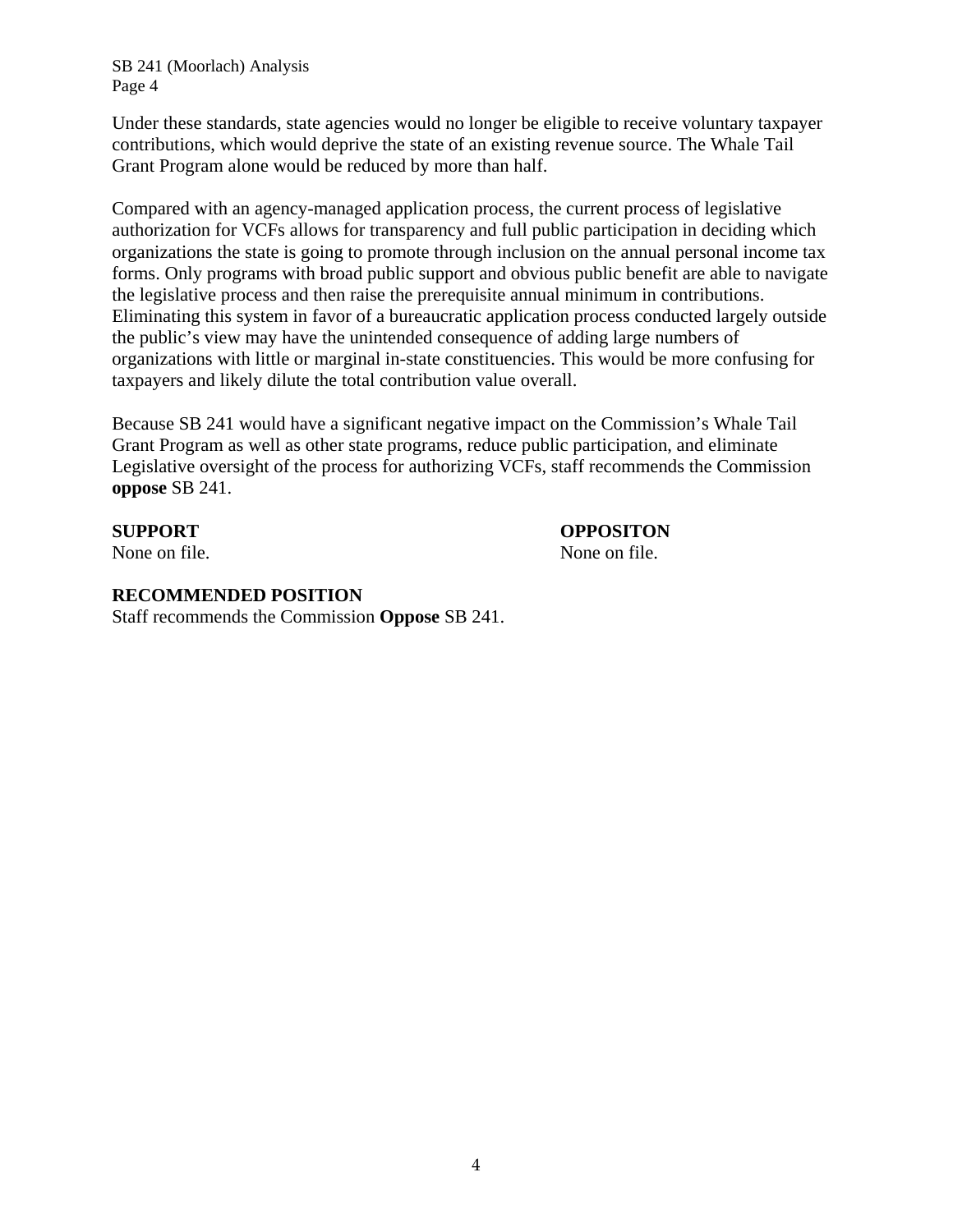Under these standards, state agencies would no longer be eligible to receive voluntary taxpayer contributions, which would deprive the state of an existing revenue source. The Whale Tail Grant Program alone would be reduced by more than half.

Compared with an agency-managed application process, the current process of legislative authorization for VCFs allows for transparency and full public participation in deciding which organizations the state is going to promote through inclusion on the annual personal income tax forms. Only programs with broad public support and obvious public benefit are able to navigate the legislative process and then raise the prerequisite annual minimum in contributions. Eliminating this system in favor of a bureaucratic application process conducted largely outside the public's view may have the unintended consequence of adding large numbers of organizations with little or marginal in-state constituencies. This would be more confusing for taxpayers and likely dilute the total contribution value overall.

Because SB 241 would have a significant negative impact on the Commission's Whale Tail Grant Program as well as other state programs, reduce public participation, and eliminate Legislative oversight of the process for authorizing VCFs, staff recommends the Commission **oppose** SB 241.

**SUPPORT**
None on file.

**OPPOSITON**
None on file.

**RECOMMENDED POSITION**
Staff recommends the Commission **Oppose** SB 241.